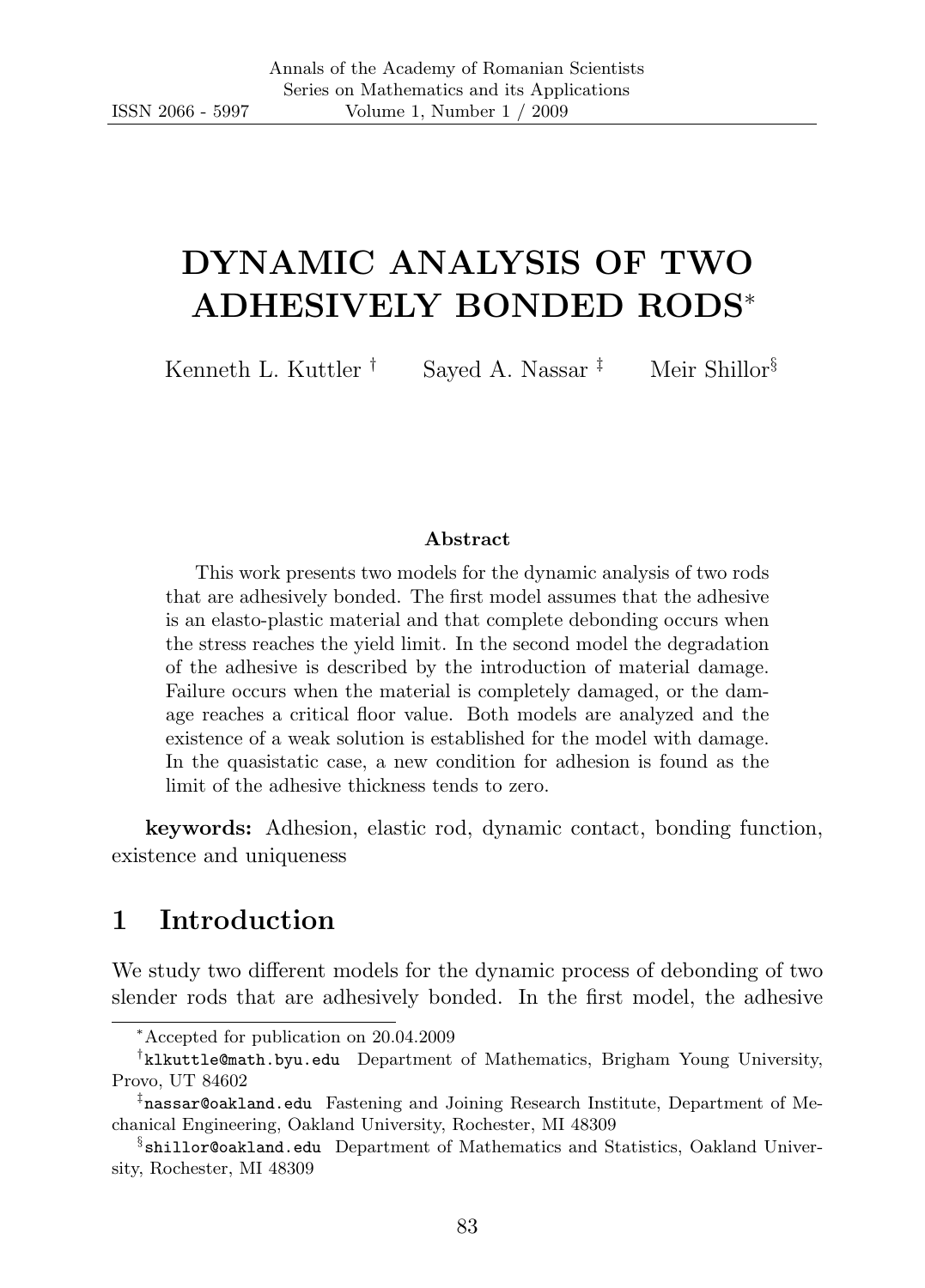# DYNAMIC ANALYSIS OF TWO ADHESIVELY BONDED RODS*

Kenneth L. Kuttler [†] Sayed A. Nassar [‡] Meir Shillor[§]

**Abstract**

This work presents two models for the dynamic analysis of two rods that are adhesively bonded. The first model assumes that the adhesive is an elasto-plastic material and that complete debonding occurs when the stress reaches the yield limit. In the second model the degradation of the adhesive is described by the introduction of material damage. Failure occurs when the material is completely damaged, or the damage reaches a critical floor value. Both models are analyzed and the existence of a weak solution is established for the model with damage. In the quasistatic case, a new condition for adhesion is found as the limit of the adhesive thickness tends to zero.

**keywords:** Adhesion, elastic rod, dynamic contact, bonding function, existence and uniqueness

## 1 Introduction

We study two different models for the dynamic process of debonding of two slender rods that are adhesively bonded. In the first model, the adhesive

---

*Accepted for publication on 20.04.2009

[†] `klkuttle@math.byu.edu` Department of Mathematics, Brigham Young University, Provo, UT 84602

[‡] `nassar@oakland.edu` Fastening and Joining Research Institute, Department of Mechanical Engineering, Oakland University, Rochester, MI 48309

[§] `shillor@oakland.edu` Department of Mathematics and Statistics, Oakland University, Rochester, MI 48309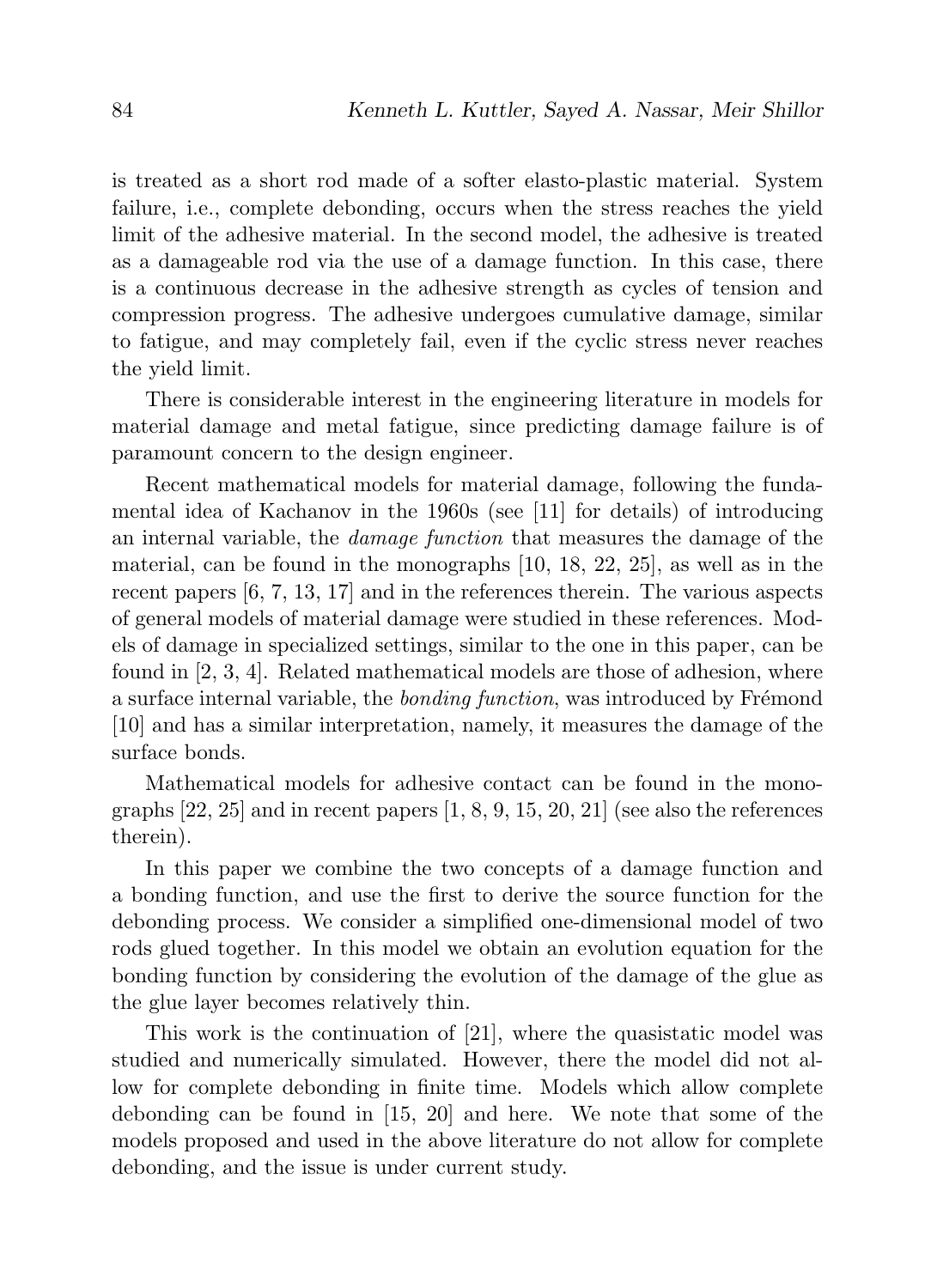is treated as a short rod made of a softer elasto-plastic material. System failure, i.e., complete debonding, occurs when the stress reaches the yield limit of the adhesive material. In the second model, the adhesive is treated as a damageable rod via the use of a damage function. In this case, there is a continuous decrease in the adhesive strength as cycles of tension and compression progress. The adhesive undergoes cumulative damage, similar to fatigue, and may completely fail, even if the cyclic stress never reaches the yield limit.

There is considerable interest in the engineering literature in models for material damage and metal fatigue, since predicting damage failure is of paramount concern to the design engineer.

Recent mathematical models for material damage, following the fundamental idea of Kachanov in the 1960s (see [11] for details) of introducing an internal variable, the *damage function* that measures the damage of the material, can be found in the monographs [10, 18, 22, 25], as well as in the recent papers [6, 7, 13, 17] and in the references therein. The various aspects of general models of material damage were studied in these references. Models of damage in specialized settings, similar to the one in this paper, can be found in [2, 3, 4]. Related mathematical models are those of adhesion, where a surface internal variable, the *bonding function*, was introduced by Frémond [10] and has a similar interpretation, namely, it measures the damage of the surface bonds.

Mathematical models for adhesive contact can be found in the monographs [22, 25] and in recent papers [1, 8, 9, 15, 20, 21] (see also the references therein).

In this paper we combine the two concepts of a damage function and a bonding function, and use the first to derive the source function for the debonding process. We consider a simplified one-dimensional model of two rods glued together. In this model we obtain an evolution equation for the bonding function by considering the evolution of the damage of the glue as the glue layer becomes relatively thin.

This work is the continuation of [21], where the quasistatic model was studied and numerically simulated. However, there the model did not allow for complete debonding in finite time. Models which allow complete debonding can be found in [15, 20] and here. We note that some of the models proposed and used in the above literature do not allow for complete debonding, and the issue is under current study.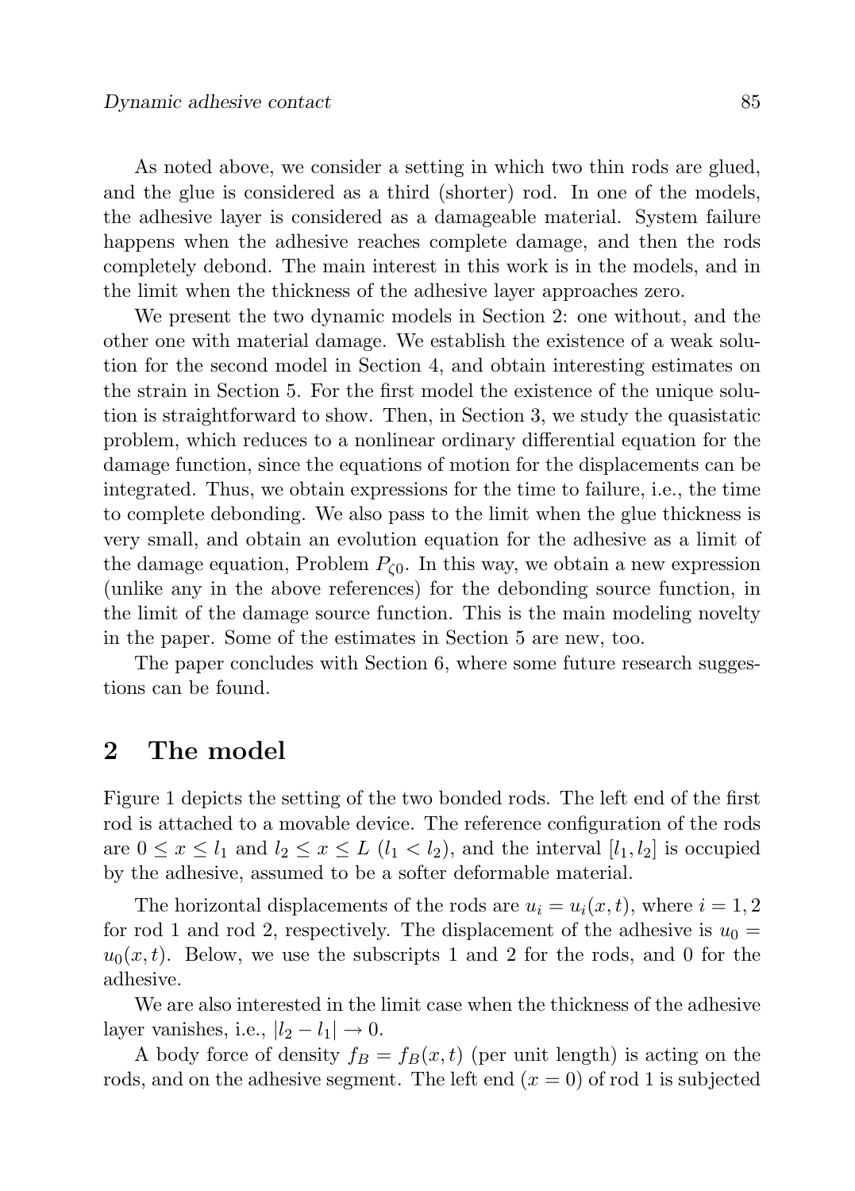As noted above, we consider a setting in which two thin rods are glued, and the glue is considered as a third (shorter) rod. In one of the models, the adhesive layer is considered as a damageable material. System failure happens when the adhesive reaches complete damage, and then the rods completely debond. The main interest in this work is in the models, and in the limit when the thickness of the adhesive layer approaches zero.

We present the two dynamic models in Section 2: one without, and the other one with material damage. We establish the existence of a weak solution for the second model in Section 4, and obtain interesting estimates on the strain in Section 5. For the first model the existence of the unique solution is straightforward to show. Then, in Section 3, we study the quasistatic problem, which reduces to a nonlinear ordinary differential equation for the damage function, since the equations of motion for the displacements can be integrated. Thus, we obtain expressions for the time to failure, i.e., the time to complete debonding. We also pass to the limit when the glue thickness is very small, and obtain an evolution equation for the adhesive as a limit of the damage equation, Problem $P_{\zeta 0}$. In this way, we obtain a new expression (unlike any in the above references) for the debonding source function, in the limit of the damage source function. This is the main modeling novelty in the paper. Some of the estimates in Section 5 are new, too.

The paper concludes with Section 6, where some future research suggestions can be found.

## 2 The model

Figure 1 depicts the setting of the two bonded rods. The left end of the first rod is attached to a movable device. The reference configuration of the rods are $0 \leq x \leq l_1$ and $l_2 \leq x \leq L$ ($l_1 < l_2$), and the interval $[l_1, l_2]$ is occupied by the adhesive, assumed to be a softer deformable material.

The horizontal displacements of the rods are $u_i = u_i(x,t)$, where $i = 1, 2$ for rod 1 and rod 2, respectively. The displacement of the adhesive is $u_0 = u_0(x,t)$. Below, we use the subscripts 1 and 2 for the rods, and 0 for the adhesive.

We are also interested in the limit case when the thickness of the adhesive layer vanishes, i.e., $|l_2 - l_1| \to 0$.

A body force of density $f_B = f_B(x,t)$ (per unit length) is acting on the rods, and on the adhesive segment. The left end ($x = 0$) of rod 1 is subjected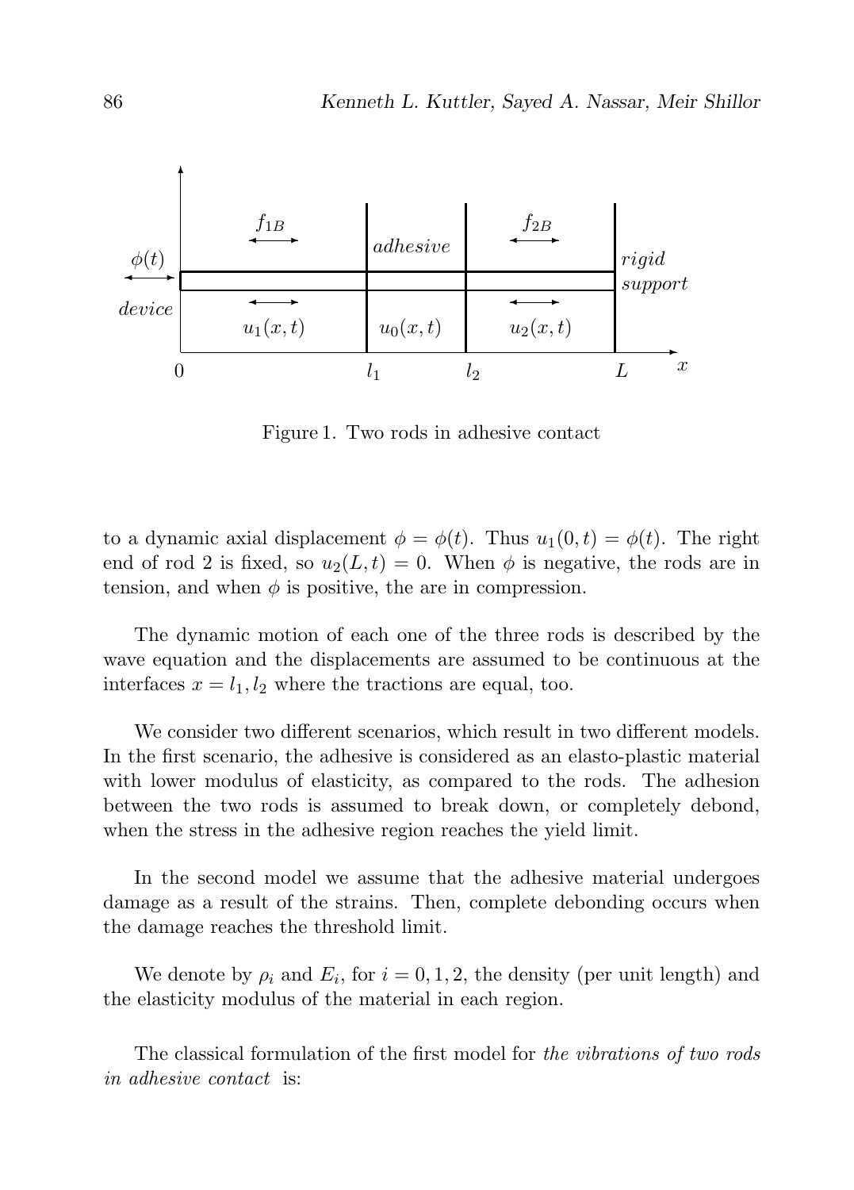Figure 1. Two rods in adhesive contact

to a dynamic axial displacement $\phi = \phi(t)$. Thus $u_1(0,t) = \phi(t)$. The right end of rod 2 is fixed, so $u_2(L,t) = 0$. When $\phi$ is negative, the rods are in tension, and when $\phi$ is positive, the are in compression.

The dynamic motion of each one of the three rods is described by the wave equation and the displacements are assumed to be continuous at the interfaces $x = l_1, l_2$ where the tractions are equal, too.

We consider two different scenarios, which result in two different models. In the first scenario, the adhesive is considered as an elasto-plastic material with lower modulus of elasticity, as compared to the rods. The adhesion between the two rods is assumed to break down, or completely debond, when the stress in the adhesive region reaches the yield limit.

In the second model we assume that the adhesive material undergoes damage as a result of the strains. Then, complete debonding occurs when the damage reaches the threshold limit.

We denote by $\rho_i$ and $E_i$, for $i = 0, 1, 2$, the density (per unit length) and the elasticity modulus of the material in each region.

The classical formulation of the first model for *the vibrations of two rods in adhesive contact* is: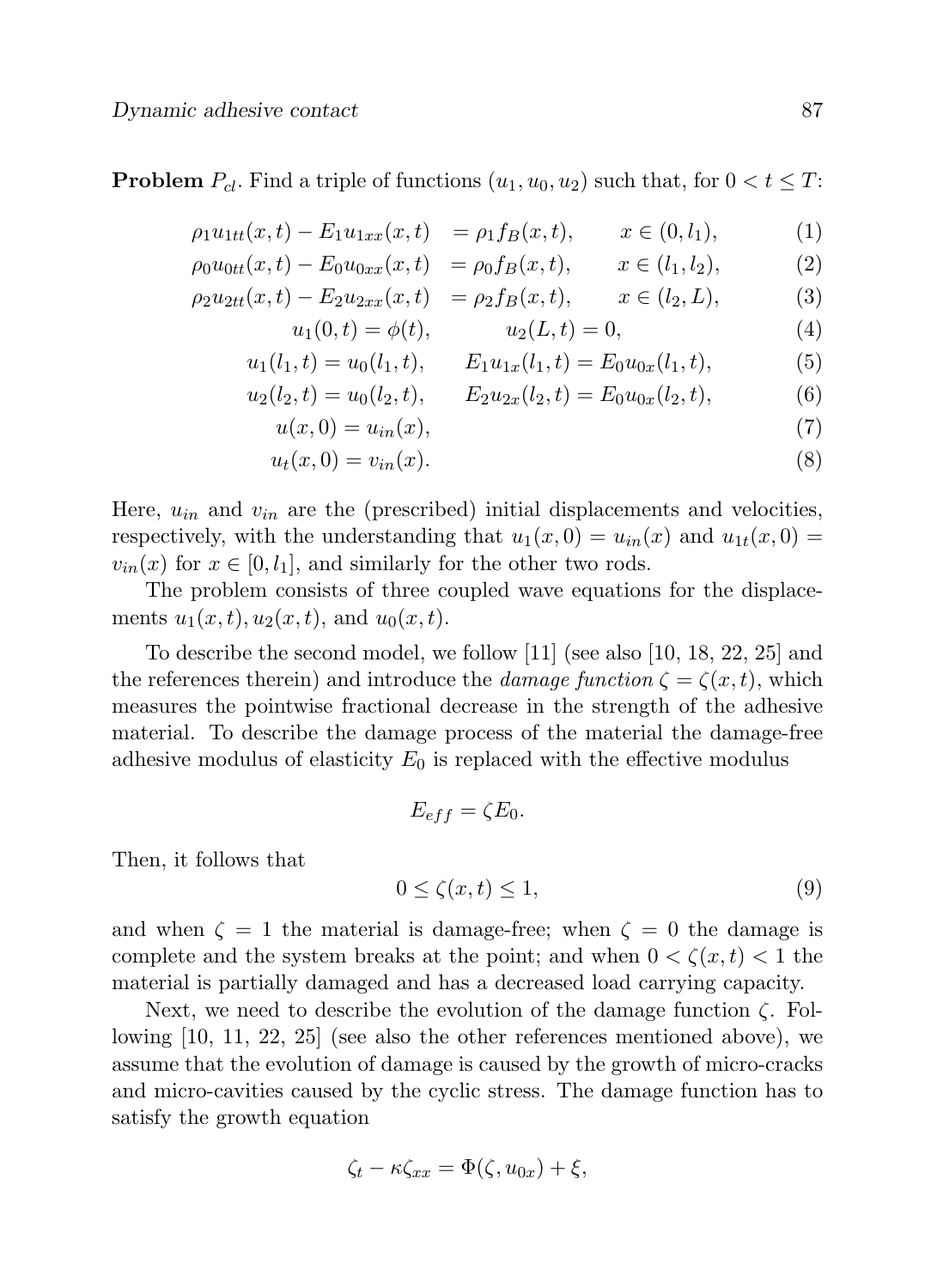**Problem** $P_{cl}$. Find a triple of functions $(u_1, u_0, u_2)$ such that, for $0 < t \le T$:

$$\rho_1 u_{1tt}(x,t) - E_1 u_{1xx}(x,t) = \rho_1 f_B(x,t), \qquad x \in (0, l_1), \tag{1}$$

$$\rho_0 u_{0tt}(x,t) - E_0 u_{0xx}(x,t) = \rho_0 f_B(x,t), \qquad x \in (l_1, l_2), \tag{2}$$

$$\rho_2 u_{2tt}(x,t) - E_2 u_{2xx}(x,t) = \rho_2 f_B(x,t), \qquad x \in (l_2, L), \tag{3}$$

$$u_1(0,t) = \phi(t), \qquad u_2(L,t) = 0, \tag{4}$$

$$u_1(l_1,t) = u_0(l_1,t), \qquad E_1 u_{1x}(l_1,t) = E_0 u_{0x}(l_1,t), \tag{5}$$

$$u_2(l_2,t) = u_0(l_2,t), \qquad E_2 u_{2x}(l_2,t) = E_0 u_{0x}(l_2,t), \tag{6}$$

$$u(x,0) = u_{in}(x), \tag{7}$$

$$u_t(x,0) = v_{in}(x). \tag{8}$$

Here, $u_{in}$ and $v_{in}$ are the (prescribed) initial displacements and velocities, respectively, with the understanding that $u_1(x,0) = u_{in}(x)$ and $u_{1t}(x,0) = v_{in}(x)$ for $x \in [0, l_1]$, and similarly for the other two rods.

The problem consists of three coupled wave equations for the displacements $u_1(x,t), u_2(x,t)$, and $u_0(x,t)$.

To describe the second model, we follow [11] (see also [10, 18, 22, 25] and the references therein) and introduce the *damage function* $\zeta = \zeta(x,t)$, which measures the pointwise fractional decrease in the strength of the adhesive material. To describe the damage process of the material the damage-free adhesive modulus of elasticity $E_0$ is replaced with the effective modulus

$$E_{eff} = \zeta E_0.$$

Then, it follows that

$$0 \le \zeta(x,t) \le 1, \tag{9}$$

and when $\zeta = 1$ the material is damage-free; when $\zeta = 0$ the damage is complete and the system breaks at the point; and when $0 < \zeta(x,t) < 1$ the material is partially damaged and has a decreased load carrying capacity.

Next, we need to describe the evolution of the damage function $\zeta$. Following [10, 11, 22, 25] (see also the other references mentioned above), we assume that the evolution of damage is caused by the growth of micro-cracks and micro-cavities caused by the cyclic stress. The damage function has to satisfy the growth equation

$$\zeta_t - \kappa \zeta_{xx} = \Phi(\zeta, u_{0x}) + \xi,$$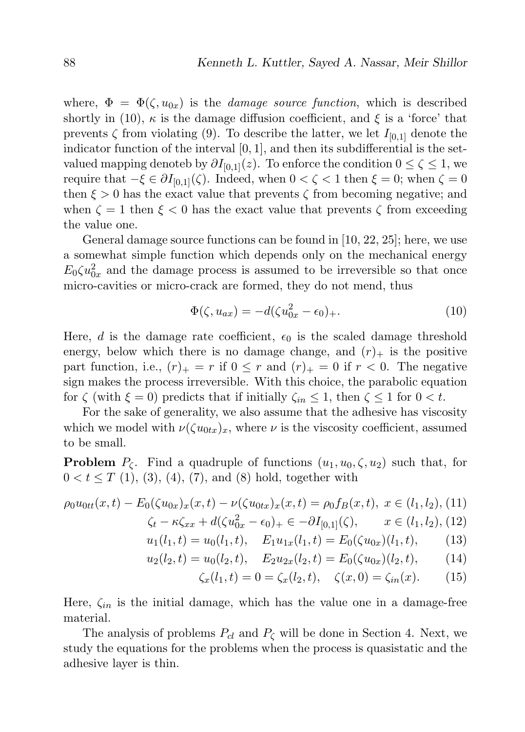where, $\Phi = \Phi(\zeta, u_{0x})$ is the *damage source function*, which is described shortly in (10), $\kappa$ is the damage diffusion coefficient, and $\xi$ is a 'force' that prevents $\zeta$ from violating (9). To describe the latter, we let $I_{[0,1]}$ denote the indicator function of the interval $[0, 1]$, and then its subdifferential is the set-valued mapping denoteb by $\partial I_{[0,1]}(z)$. To enforce the condition $0 \leq \zeta \leq 1$, we require that $-\xi \in \partial I_{[0,1]}(\zeta)$. Indeed, when $0 < \zeta < 1$ then $\xi = 0$; when $\zeta = 0$ then $\xi > 0$ has the exact value that prevents $\zeta$ from becoming negative; and when $\zeta = 1$ then $\xi < 0$ has the exact value that prevents $\zeta$ from exceeding the value one.

General damage source functions can be found in [10, 22, 25]; here, we use a somewhat simple function which depends only on the mechanical energy $E_0 \zeta u_{0x}^2$ and the damage process is assumed to be irreversible so that once micro-cavities or micro-crack are formed, they do not mend, thus

$$\Phi(\zeta, u_{ax}) = -d(\zeta u_{0x}^2 - \epsilon_0)_+. \tag{10}$$

Here, $d$ is the damage rate coefficient, $\epsilon_0$ is the scaled damage threshold energy, below which there is no damage change, and $(r)_+$ is the positive part function, i.e., $(r)_+ = r$ if $0 \leq r$ and $(r)_+ = 0$ if $r < 0$. The negative sign makes the process irreversible. With this choice, the parabolic equation for $\zeta$ (with $\xi = 0$) predicts that if initially $\zeta_{in} \leq 1$, then $\zeta \leq 1$ for $0 < t$.

For the sake of generality, we also assume that the adhesive has viscosity which we model with $\nu(\zeta u_{0tx})_x$, where $\nu$ is the viscosity coefficient, assumed to be small.

**Problem** $P_\zeta$. Find a quadruple of functions $(u_1, u_0, \zeta, u_2)$ such that, for $0 < t \leq T$ (1), (3), (4), (7), and (8) hold, together with

$$\rho_0 u_{0tt}(x,t) - E_0(\zeta u_{0x})_x(x,t) - \nu(\zeta u_{0tx})_x(x,t) = \rho_0 f_B(x,t), \; x \in (l_1, l_2), \tag{11}$$

$$\zeta_t - \kappa \zeta_{xx} + d(\zeta u_{0x}^2 - \epsilon_0)_+ \in -\partial I_{[0,1]}(\zeta), \qquad x \in (l_1, l_2), \tag{12}$$

$$u_1(l_1, t) = u_0(l_1, t), \quad E_1 u_{1x}(l_1, t) = E_0(\zeta u_{0x})(l_1, t), \tag{13}$$

$$u_2(l_2, t) = u_0(l_2, t), \quad E_2 u_{2x}(l_2, t) = E_0(\zeta u_{0x})(l_2, t), \tag{14}$$

$$\zeta_x(l_1, t) = 0 = \zeta_x(l_2, t), \quad \zeta(x, 0) = \zeta_{in}(x). \tag{15}$$

Here, $\zeta_{in}$ is the initial damage, which has the value one in a damage-free material.

The analysis of problems $P_{cl}$ and $P_\zeta$ will be done in Section 4. Next, we study the equations for the problems when the process is quasistatic and the adhesive layer is thin.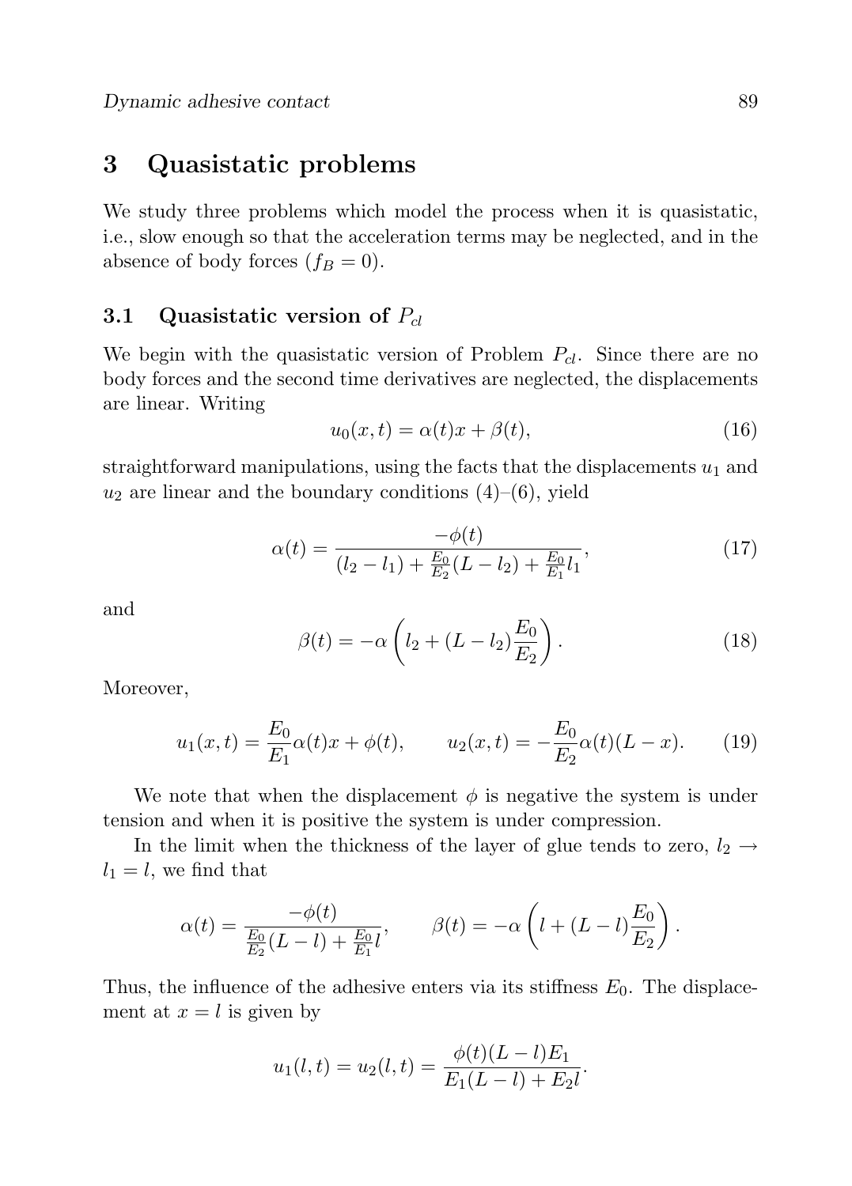## 3 Quasistatic problems

We study three problems which model the process when it is quasistatic, i.e., slow enough so that the acceleration terms may be neglected, and in the absence of body forces ($f_B = 0$).

### 3.1 Quasistatic version of $P_{cl}$

We begin with the quasistatic version of Problem $P_{cl}$. Since there are no body forces and the second time derivatives are neglected, the displacements are linear. Writing

$$u_0(x,t) = \alpha(t)x + \beta(t), \tag{16}$$

straightforward manipulations, using the facts that the displacements $u_1$ and $u_2$ are linear and the boundary conditions (4)–(6), yield

$$\alpha(t) = \frac{-\phi(t)}{(l_2 - l_1) + \frac{E_0}{E_2}(L - l_2) + \frac{E_0}{E_1}l_1}, \tag{17}$$

and

$$\beta(t) = -\alpha\left(l_2 + (L - l_2)\frac{E_0}{E_2}\right). \tag{18}$$

Moreover,

$$u_1(x,t) = \frac{E_0}{E_1}\alpha(t)x + \phi(t), \qquad u_2(x,t) = -\frac{E_0}{E_2}\alpha(t)(L - x). \tag{19}$$

We note that when the displacement $\phi$ is negative the system is under tension and when it is positive the system is under compression.

In the limit when the thickness of the layer of glue tends to zero, $l_2 \to l_1 = l$, we find that

$$\alpha(t) = \frac{-\phi(t)}{\frac{E_0}{E_2}(L - l) + \frac{E_0}{E_1}l}, \qquad \beta(t) = -\alpha\left(l + (L - l)\frac{E_0}{E_2}\right).$$

Thus, the influence of the adhesive enters via its stiffness $E_0$. The displacement at $x = l$ is given by

$$u_1(l,t) = u_2(l,t) = \frac{\phi(t)(L - l)E_1}{E_1(L - l) + E_2 l}.$$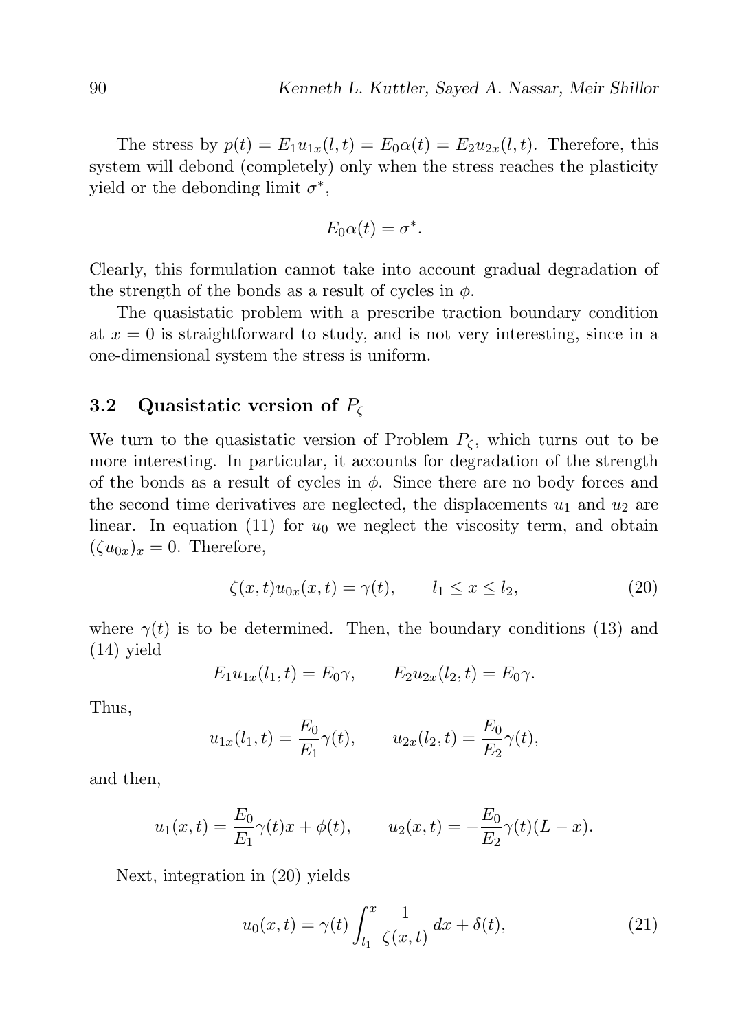The stress by $p(t) = E_1 u_{1x}(l,t) = E_0 \alpha(t) = E_2 u_{2x}(l,t)$. Therefore, this system will debond (completely) only when the stress reaches the plasticity yield or the debonding limit $\sigma^*$,

$$E_0 \alpha(t) = \sigma^*.$$

Clearly, this formulation cannot take into account gradual degradation of the strength of the bonds as a result of cycles in $\phi$.

The quasistatic problem with a prescribe traction boundary condition at $x = 0$ is straightforward to study, and is not very interesting, since in a one-dimensional system the stress is uniform.

### 3.2 Quasistatic version of $P_\zeta$

We turn to the quasistatic version of Problem $P_\zeta$, which turns out to be more interesting. In particular, it accounts for degradation of the strength of the bonds as a result of cycles in $\phi$. Since there are no body forces and the second time derivatives are neglected, the displacements $u_1$ and $u_2$ are linear. In equation (11) for $u_0$ we neglect the viscosity term, and obtain $(\zeta u_{0x})_x = 0$. Therefore,

$$\zeta(x,t) u_{0x}(x,t) = \gamma(t), \qquad l_1 \leq x \leq l_2, \tag{20}$$

where $\gamma(t)$ is to be determined. Then, the boundary conditions (13) and (14) yield

$$E_1 u_{1x}(l_1,t) = E_0 \gamma, \qquad E_2 u_{2x}(l_2,t) = E_0 \gamma.$$

Thus,

$$u_{1x}(l_1,t) = \frac{E_0}{E_1}\gamma(t), \qquad u_{2x}(l_2,t) = \frac{E_0}{E_2}\gamma(t),$$

and then,

$$u_1(x,t) = \frac{E_0}{E_1}\gamma(t)x + \phi(t), \qquad u_2(x,t) = -\frac{E_0}{E_2}\gamma(t)(L-x).$$

Next, integration in (20) yields

$$u_0(x,t) = \gamma(t) \int_{l_1}^{x} \frac{1}{\zeta(x,t)}\, dx + \delta(t), \tag{21}$$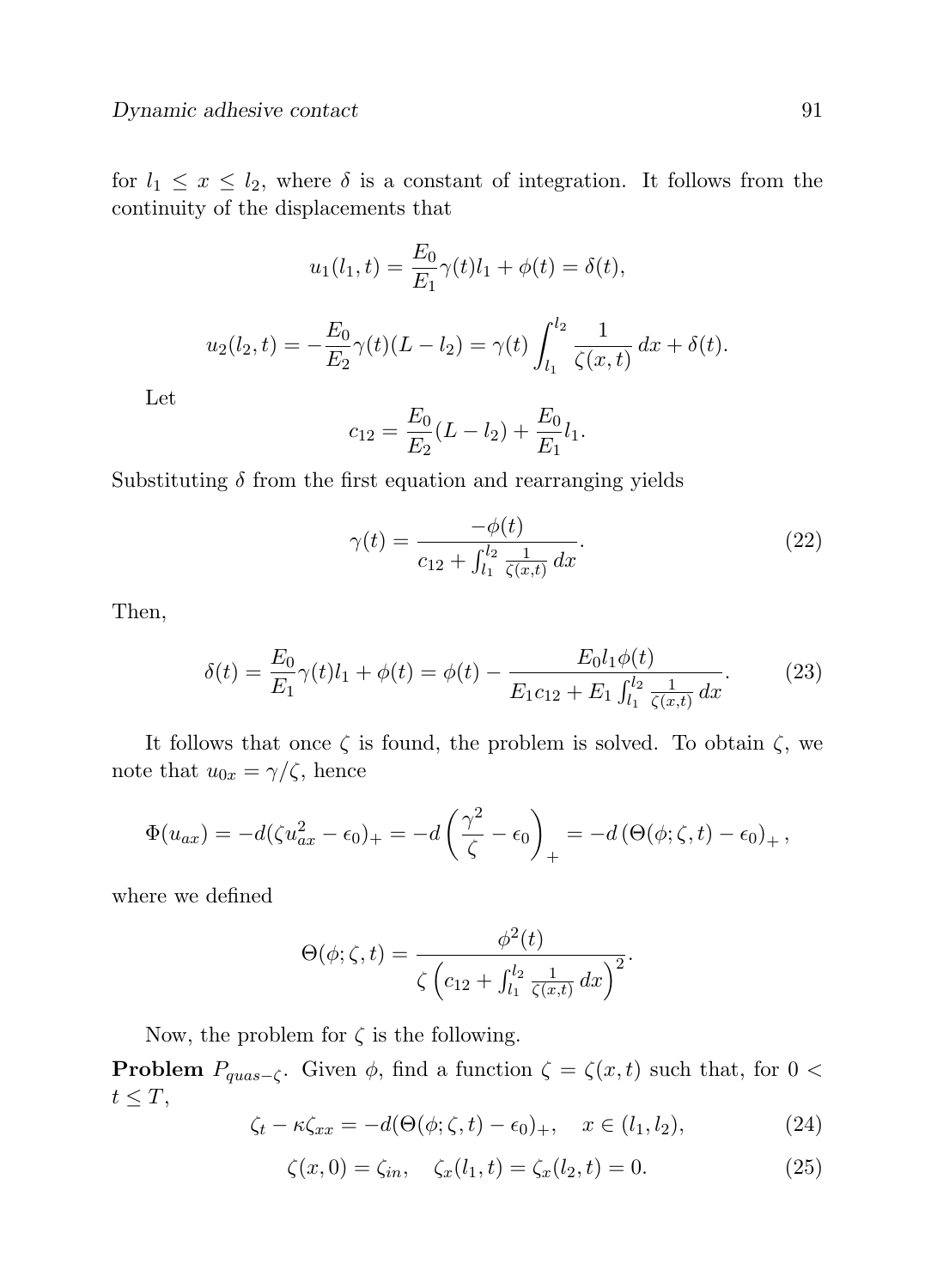for $l_1 \leq x \leq l_2$, where $\delta$ is a constant of integration. It follows from the continuity of the displacements that

$$u_1(l_1, t) = \frac{E_0}{E_1}\gamma(t) l_1 + \phi(t) = \delta(t),$$

$$u_2(l_2, t) = -\frac{E_0}{E_2}\gamma(t)(L - l_2) = \gamma(t)\int_{l_1}^{l_2} \frac{1}{\zeta(x,t)}\, dx + \delta(t).$$

Let

$$c_{12} = \frac{E_0}{E_2}(L - l_2) + \frac{E_0}{E_1} l_1.$$

Substituting $\delta$ from the first equation and rearranging yields

$$\gamma(t) = \frac{-\phi(t)}{c_{12} + \int_{l_1}^{l_2} \frac{1}{\zeta(x,t)}\, dx}. \tag{22}$$

Then,

$$\delta(t) = \frac{E_0}{E_1}\gamma(t) l_1 + \phi(t) = \phi(t) - \frac{E_0 l_1 \phi(t)}{E_1 c_{12} + E_1 \int_{l_1}^{l_2} \frac{1}{\zeta(x,t)}\, dx}. \tag{23}$$

It follows that once $\zeta$ is found, the problem is solved. To obtain $\zeta$, we note that $u_{0x} = \gamma/\zeta$, hence

$$\Phi(u_{ax}) = -d(\zeta u_{ax}^2 - \epsilon_0)_+ = -d\left(\frac{\gamma^2}{\zeta} - \epsilon_0\right)_+ = -d\left(\Theta(\phi;\zeta,t) - \epsilon_0\right)_+,$$

where we defined

$$\Theta(\phi;\zeta,t) = \frac{\phi^2(t)}{\zeta\left(c_{12} + \int_{l_1}^{l_2} \frac{1}{\zeta(x,t)}\, dx\right)^2}.$$

Now, the problem for $\zeta$ is the following.

**Problem** $P_{quas-\zeta}$. Given $\phi$, find a function $\zeta = \zeta(x,t)$ such that, for $0 < t \leq T$,

$$\zeta_t - \kappa\zeta_{xx} = -d(\Theta(\phi;\zeta,t) - \epsilon_0)_+, \quad x \in (l_1, l_2), \tag{24}$$

$$\zeta(x, 0) = \zeta_{in}, \quad \zeta_x(l_1, t) = \zeta_x(l_2, t) = 0. \tag{25}$$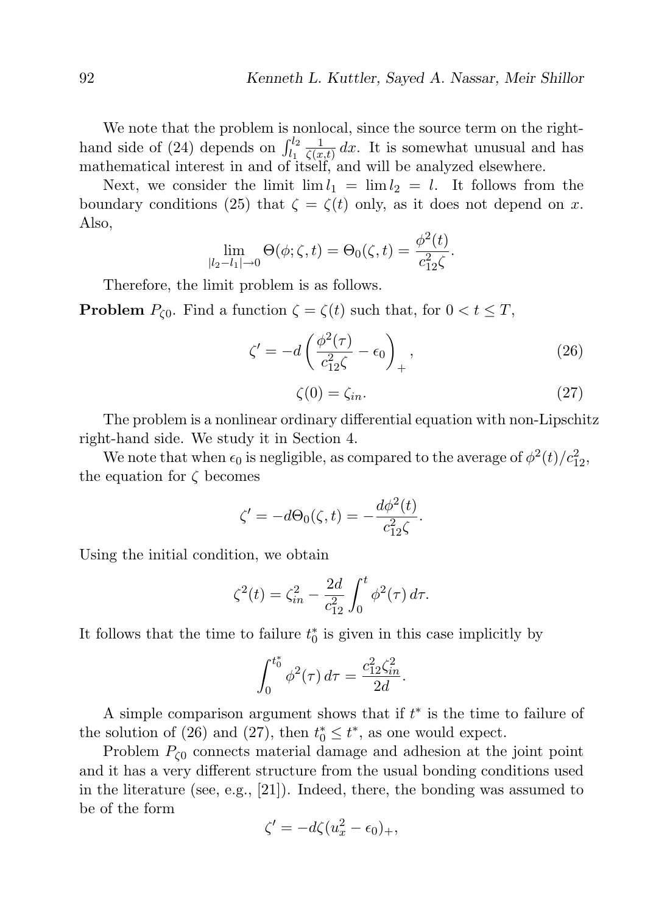We note that the problem is nonlocal, since the source term on the right-hand side of (24) depends on $\int_{l_1}^{l_2} \frac{1}{\zeta(x,t)}\, dx$. It is somewhat unusual and has mathematical interest in and of itself, and will be analyzed elsewhere.

Next, we consider the limit $\lim l_1 = \lim l_2 = l$. It follows from the boundary conditions (25) that $\zeta = \zeta(t)$ only, as it does not depend on $x$. Also,

$$\lim_{|l_2 - l_1| \to 0} \Theta(\phi; \zeta, t) = \Theta_0(\zeta, t) = \frac{\phi^2(t)}{c_{12}^2 \zeta}.$$

Therefore, the limit problem is as follows.

**Problem** $P_{\zeta 0}$. Find a function $\zeta = \zeta(t)$ such that, for $0 < t \leq T$,

$$\zeta' = -d \left( \frac{\phi^2(\tau)}{c_{12}^2 \zeta} - \epsilon_0 \right)_+, \tag{26}$$

$$\zeta(0) = \zeta_{in}. \tag{27}$$

The problem is a nonlinear ordinary differential equation with non-Lipschitz right-hand side. We study it in Section 4.

We note that when $\epsilon_0$ is negligible, as compared to the average of $\phi^2(t)/c_{12}^2$, the equation for $\zeta$ becomes

$$\zeta' = -d\Theta_0(\zeta, t) = -\frac{d\phi^2(t)}{c_{12}^2 \zeta}.$$

Using the initial condition, we obtain

$$\zeta^2(t) = \zeta_{in}^2 - \frac{2d}{c_{12}^2} \int_0^t \phi^2(\tau)\, d\tau.$$

It follows that the time to failure $t_0^*$ is given in this case implicitly by

$$\int_0^{t_0^*} \phi^2(\tau)\, d\tau = \frac{c_{12}^2 \zeta_{in}^2}{2d}.$$

A simple comparison argument shows that if $t^*$ is the time to failure of the solution of (26) and (27), then $t_0^* \leq t^*$, as one would expect.

Problem $P_{\zeta 0}$ connects material damage and adhesion at the joint point and it has a very different structure from the usual bonding conditions used in the literature (see, e.g., [21]). Indeed, there, the bonding was assumed to be of the form

$$\zeta' = -d\zeta(u_x^2 - \epsilon_0)_+,$$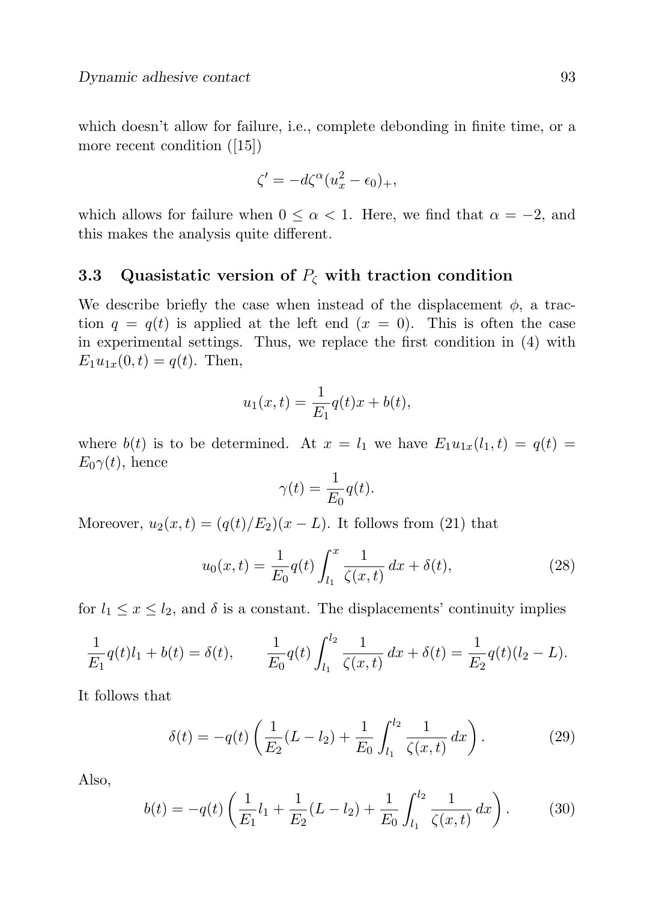which doesn't allow for failure, i.e., complete debonding in finite time, or a more recent condition ([15])

$$\zeta' = -d\zeta^{\alpha}(u_x^2 - \epsilon_0)_+,$$

which allows for failure when $0 \leq \alpha < 1$. Here, we find that $\alpha = -2$, and this makes the analysis quite different.

### 3.3 Quasistatic version of $P_\zeta$ with traction condition

We describe briefly the case when instead of the displacement $\phi$, a traction $q = q(t)$ is applied at the left end ($x = 0$). This is often the case in experimental settings. Thus, we replace the first condition in (4) with $E_1 u_{1x}(0, t) = q(t)$. Then,

$$u_1(x, t) = \frac{1}{E_1} q(t) x + b(t),$$

where $b(t)$ is to be determined. At $x = l_1$ we have $E_1 u_{1x}(l_1, t) = q(t) = E_0 \gamma(t)$, hence

$$\gamma(t) = \frac{1}{E_0} q(t).$$

Moreover, $u_2(x, t) = (q(t)/E_2)(x - L)$. It follows from (21) that

$$u_0(x, t) = \frac{1}{E_0} q(t) \int_{l_1}^{x} \frac{1}{\zeta(x, t)} \, dx + \delta(t), \tag{28}$$

for $l_1 \leq x \leq l_2$, and $\delta$ is a constant. The displacements' continuity implies

$$\frac{1}{E_1} q(t) l_1 + b(t) = \delta(t), \qquad \frac{1}{E_0} q(t) \int_{l_1}^{l_2} \frac{1}{\zeta(x, t)} \, dx + \delta(t) = \frac{1}{E_2} q(t)(l_2 - L).$$

It follows that

$$\delta(t) = -q(t) \left( \frac{1}{E_2}(L - l_2) + \frac{1}{E_0} \int_{l_1}^{l_2} \frac{1}{\zeta(x, t)} \, dx \right). \tag{29}$$

Also,

$$b(t) = -q(t) \left( \frac{1}{E_1} l_1 + \frac{1}{E_2}(L - l_2) + \frac{1}{E_0} \int_{l_1}^{l_2} \frac{1}{\zeta(x, t)} \, dx \right). \tag{30}$$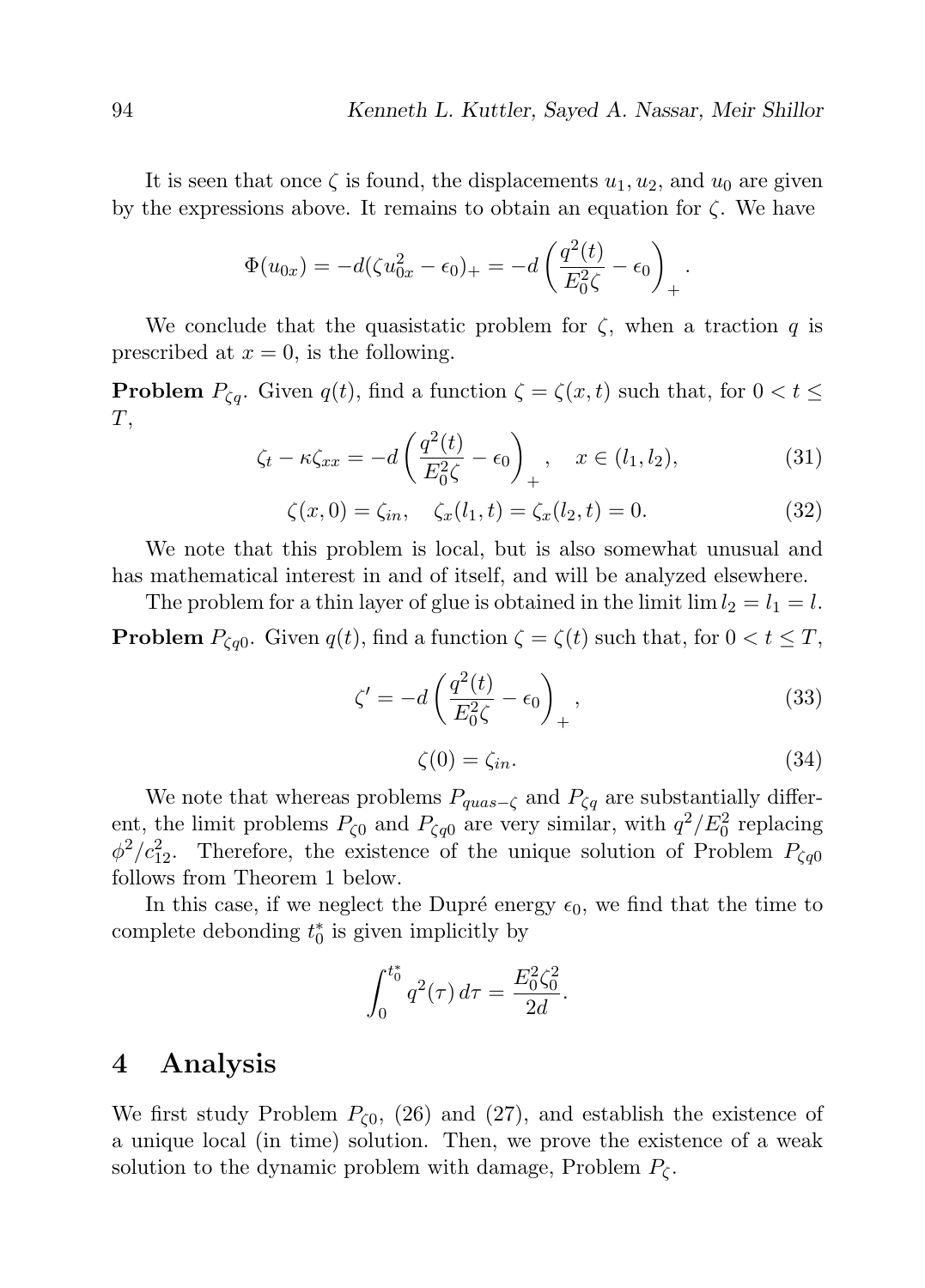It is seen that once $\zeta$ is found, the displacements $u_1, u_2$, and $u_0$ are given by the expressions above. It remains to obtain an equation for $\zeta$. We have

$$\Phi(u_{0x}) = -d(\zeta u_{0x}^2 - \epsilon_0)_+ = -d\left(\frac{q^2(t)}{E_0^2\zeta} - \epsilon_0\right)_+.$$

We conclude that the quasistatic problem for $\zeta$, when a traction $q$ is prescribed at $x = 0$, is the following.

**Problem** $P_{\zeta q}$. Given $q(t)$, find a function $\zeta = \zeta(x,t)$ such that, for $0 < t \leq T$,

$$\zeta_t - \kappa\zeta_{xx} = -d\left(\frac{q^2(t)}{E_0^2\zeta} - \epsilon_0\right)_+, \quad x \in (l_1, l_2), \tag{31}$$

$$\zeta(x, 0) = \zeta_{in}, \quad \zeta_x(l_1, t) = \zeta_x(l_2, t) = 0. \tag{32}$$

We note that this problem is local, but is also somewhat unusual and has mathematical interest in and of itself, and will be analyzed elsewhere.

The problem for a thin layer of glue is obtained in the limit $\lim l_2 = l_1 = l$.

**Problem** $P_{\zeta q0}$. Given $q(t)$, find a function $\zeta = \zeta(t)$ such that, for $0 < t \leq T$,

$$\zeta' = -d\left(\frac{q^2(t)}{E_0^2\zeta} - \epsilon_0\right)_+, \tag{33}$$

$$\zeta(0) = \zeta_{in}. \tag{34}$$

We note that whereas problems $P_{quas-\zeta}$ and $P_{\zeta q}$ are substantially different, the limit problems $P_{\zeta 0}$ and $P_{\zeta q0}$ are very similar, with $q^2/E_0^2$ replacing $\phi^2/c_{12}^2$. Therefore, the existence of the unique solution of Problem $P_{\zeta q0}$ follows from Theorem 1 below.

In this case, if we neglect the Dupré energy $\epsilon_0$, we find that the time to complete debonding $t_0^*$ is given implicitly by

$$\int_0^{t_0^*} q^2(\tau)\, d\tau = \frac{E_0^2\zeta_0^2}{2d}.$$

## 4 Analysis

We first study Problem $P_{\zeta 0}$, (26) and (27), and establish the existence of a unique local (in time) solution. Then, we prove the existence of a weak solution to the dynamic problem with damage, Problem $P_\zeta$.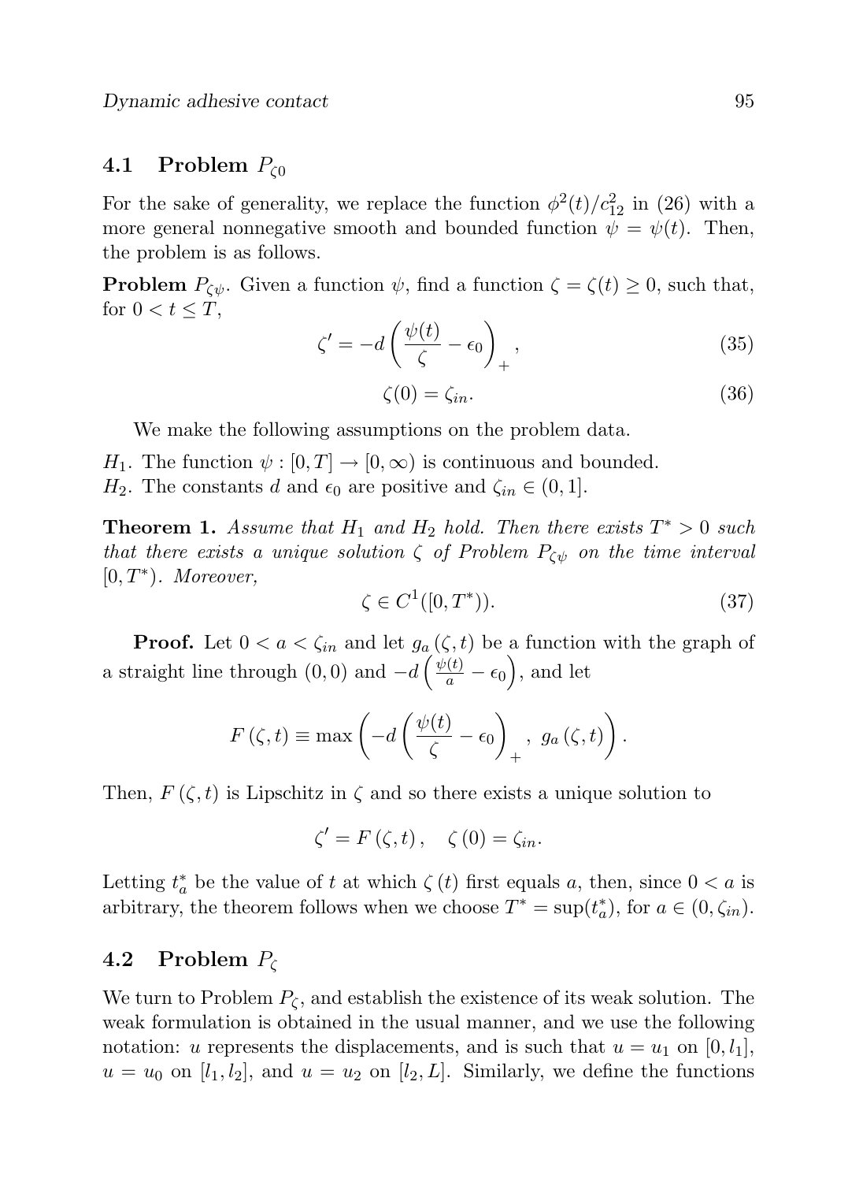## 4.1 Problem $P_{\zeta 0}$

For the sake of generality, we replace the function $\phi^2(t)/c_{12}^2$ in (26) with a more general nonnegative smooth and bounded function $\psi = \psi(t)$. Then, the problem is as follows.

**Problem** $P_{\zeta\psi}$. Given a function $\psi$, find a function $\zeta = \zeta(t) \geq 0$, such that, for $0 < t \leq T$,

$$\zeta' = -d\left(\frac{\psi(t)}{\zeta} - \epsilon_0\right)_+, \tag{35}$$

$$\zeta(0) = \zeta_{in}. \tag{36}$$

We make the following assumptions on the problem data.

$H_1$. The function $\psi : [0, T] \to [0, \infty)$ is continuous and bounded.
$H_2$. The constants $d$ and $\epsilon_0$ are positive and $\zeta_{in} \in (0, 1]$.

**Theorem 1.** *Assume that $H_1$ and $H_2$ hold. Then there exists $T^* > 0$ such that there exists a unique solution $\zeta$ of Problem $P_{\zeta\psi}$ on the time interval $[0, T^*)$. Moreover,*

$$\zeta \in C^1([0, T^*)). \tag{37}$$

**Proof.** Let $0 < a < \zeta_{in}$ and let $g_a(\zeta, t)$ be a function with the graph of a straight line through $(0, 0)$ and $-d\left(\frac{\psi(t)}{a} - \epsilon_0\right)$, and let

$$F(\zeta, t) \equiv \max\left(-d\left(\frac{\psi(t)}{\zeta} - \epsilon_0\right)_+,\ g_a(\zeta, t)\right).$$

Then, $F(\zeta, t)$ is Lipschitz in $\zeta$ and so there exists a unique solution to

$$\zeta' = F(\zeta, t), \quad \zeta(0) = \zeta_{in}.$$

Letting $t_a^*$ be the value of $t$ at which $\zeta(t)$ first equals $a$, then, since $0 < a$ is arbitrary, the theorem follows when we choose $T^* = \sup(t_a^*)$, for $a \in (0, \zeta_{in})$.

## 4.2 Problem $P_\zeta$

We turn to Problem $P_\zeta$, and establish the existence of its weak solution. The weak formulation is obtained in the usual manner, and we use the following notation: $u$ represents the displacements, and is such that $u = u_1$ on $[0, l_1]$, $u = u_0$ on $[l_1, l_2]$, and $u = u_2$ on $[l_2, L]$. Similarly, we define the functions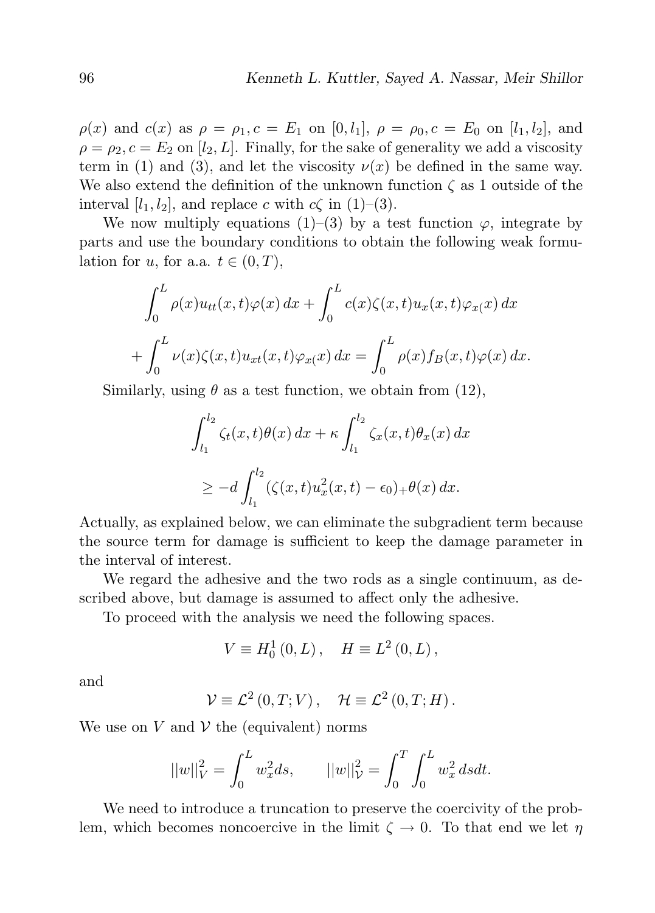$\rho(x)$ and $c(x)$ as $\rho = \rho_1, c = E_1$ on $[0, l_1]$, $\rho = \rho_0, c = E_0$ on $[l_1, l_2]$, and $\rho = \rho_2, c = E_2$ on $[l_2, L]$. Finally, for the sake of generality we add a viscosity term in (1) and (3), and let the viscosity $\nu(x)$ be defined in the same way. We also extend the definition of the unknown function $\zeta$ as 1 outside of the interval $[l_1, l_2]$, and replace $c$ with $c\zeta$ in (1)–(3).

We now multiply equations (1)–(3) by a test function $\varphi$, integrate by parts and use the boundary conditions to obtain the following weak formulation for $u$, for a.a. $t \in (0,T)$,

$$\int_0^L \rho(x) u_{tt}(x,t)\varphi(x)\,dx + \int_0^L c(x)\zeta(x,t)u_x(x,t)\varphi_{x(}(x)\,dx$$

$$+ \int_0^L \nu(x)\zeta(x,t)u_{xt}(x,t)\varphi_{x(}(x)\,dx = \int_0^L \rho(x) f_B(x,t)\varphi(x)\,dx.$$

Similarly, using $\theta$ as a test function, we obtain from (12),

$$\int_{l_1}^{l_2} \zeta_t(x,t)\theta(x)\,dx + \kappa \int_{l_1}^{l_2} \zeta_x(x,t)\theta_x(x)\,dx$$

$$\geq -d \int_{l_1}^{l_2} (\zeta(x,t)u_x^2(x,t) - \epsilon_0)_+ \theta(x)\,dx.$$

Actually, as explained below, we can eliminate the subgradient term because the source term for damage is sufficient to keep the damage parameter in the interval of interest.

We regard the adhesive and the two rods as a single continuum, as described above, but damage is assumed to affect only the adhesive.

To proceed with the analysis we need the following spaces.

$$V \equiv H_0^1(0,L), \quad H \equiv L^2(0,L),$$

and

$$\mathcal{V} \equiv \mathcal{L}^2(0,T;V), \quad \mathcal{H} \equiv \mathcal{L}^2(0,T;H).$$

We use on $V$ and $\mathcal{V}$ the (equivalent) norms

$$||w||_V^2 = \int_0^L w_x^2 ds, \qquad ||w||_{\mathcal{V}}^2 = \int_0^T \int_0^L w_x^2\,dsdt.$$

We need to introduce a truncation to preserve the coercivity of the problem, which becomes noncoercive in the limit $\zeta \to 0$. To that end we let $\eta$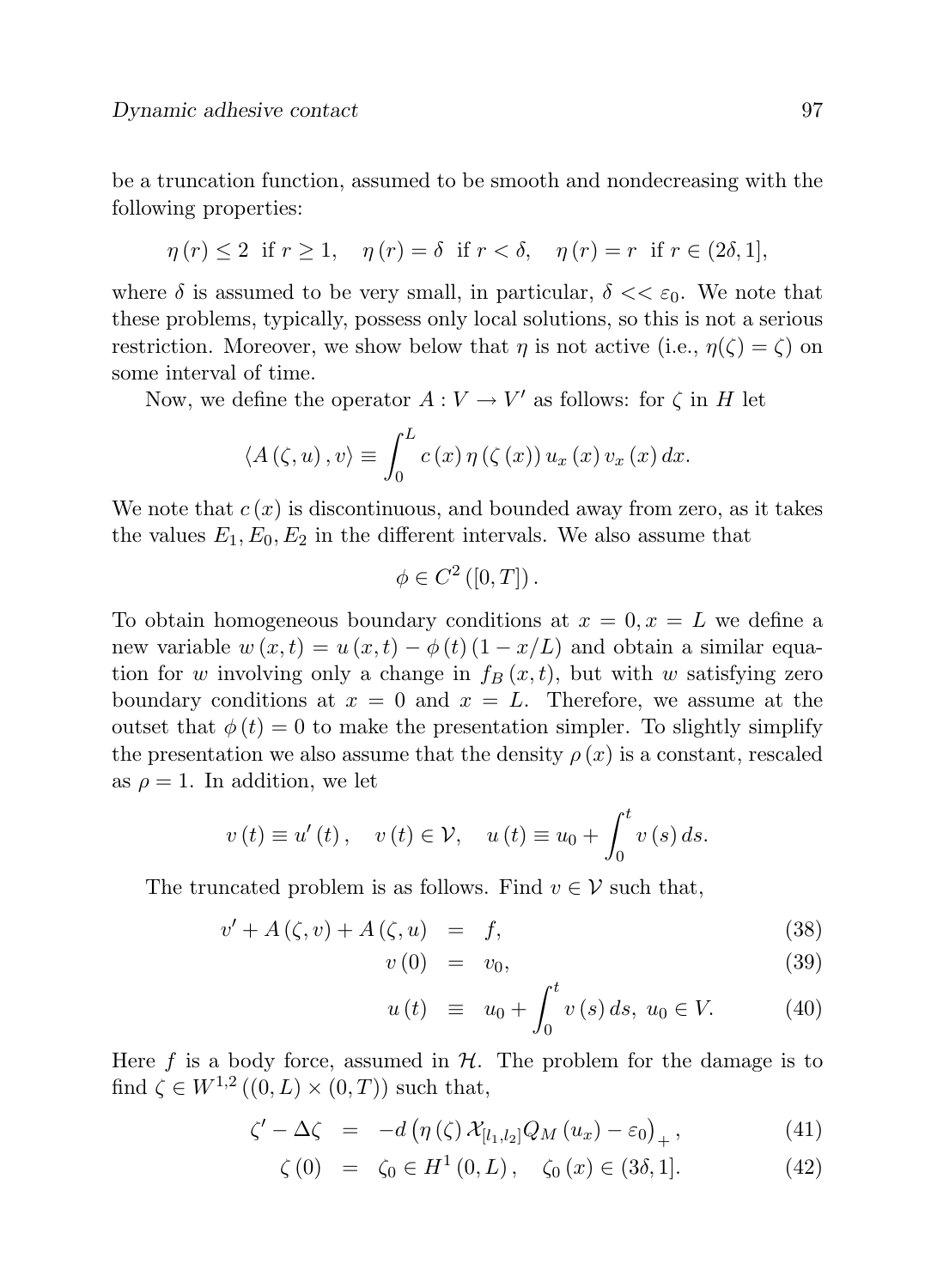be a truncation function, assumed to be smooth and nondecreasing with the following properties:

$$\eta(r) \leq 2 \ \text{ if } r \geq 1, \quad \eta(r) = \delta \ \text{ if } r < \delta, \quad \eta(r) = r \ \text{ if } r \in (2\delta, 1],$$

where $\delta$ is assumed to be very small, in particular, $\delta << \varepsilon_0$. We note that these problems, typically, possess only local solutions, so this is not a serious restriction. Moreover, we show below that $\eta$ is not active (i.e., $\eta(\zeta) = \zeta$) on some interval of time.

Now, we define the operator $A : V \to V'$ as follows: for $\zeta$ in $H$ let

$$\langle A(\zeta, u), v \rangle \equiv \int_0^L c(x)\, \eta(\zeta(x))\, u_x(x)\, v_x(x)\, dx.$$

We note that $c(x)$ is discontinuous, and bounded away from zero, as it takes the values $E_1, E_0, E_2$ in the different intervals. We also assume that

$$\phi \in C^2([0, T]).$$

To obtain homogeneous boundary conditions at $x = 0, x = L$ we define a new variable $w(x,t) = u(x,t) - \phi(t)(1 - x/L)$ and obtain a similar equation for $w$ involving only a change in $f_B(x,t)$, but with $w$ satisfying zero boundary conditions at $x = 0$ and $x = L$. Therefore, we assume at the outset that $\phi(t) = 0$ to make the presentation simpler. To slightly simplify the presentation we also assume that the density $\rho(x)$ is a constant, rescaled as $\rho = 1$. In addition, we let

$$v(t) \equiv u'(t), \quad v(t) \in \mathcal{V}, \quad u(t) \equiv u_0 + \int_0^t v(s)\, ds.$$

The truncated problem is as follows. Find $v \in \mathcal{V}$ such that,

$$v' + A(\zeta, v) + A(\zeta, u) = f, \tag{38}$$

$$v(0) = v_0, \tag{39}$$

$$u(t) \equiv u_0 + \int_0^t v(s)\, ds, \ u_0 \in V. \tag{40}$$

Here $f$ is a body force, assumed in $\mathcal{H}$. The problem for the damage is to find $\zeta \in W^{1,2}((0,L) \times (0,T))$ such that,

$$\zeta' - \Delta\zeta = -d\left(\eta(\zeta)\, \mathcal{X}_{[l_1, l_2]} Q_M(u_x) - \varepsilon_0\right)_+, \tag{41}$$

$$\zeta(0) = \zeta_0 \in H^1(0, L), \quad \zeta_0(x) \in (3\delta, 1]. \tag{42}$$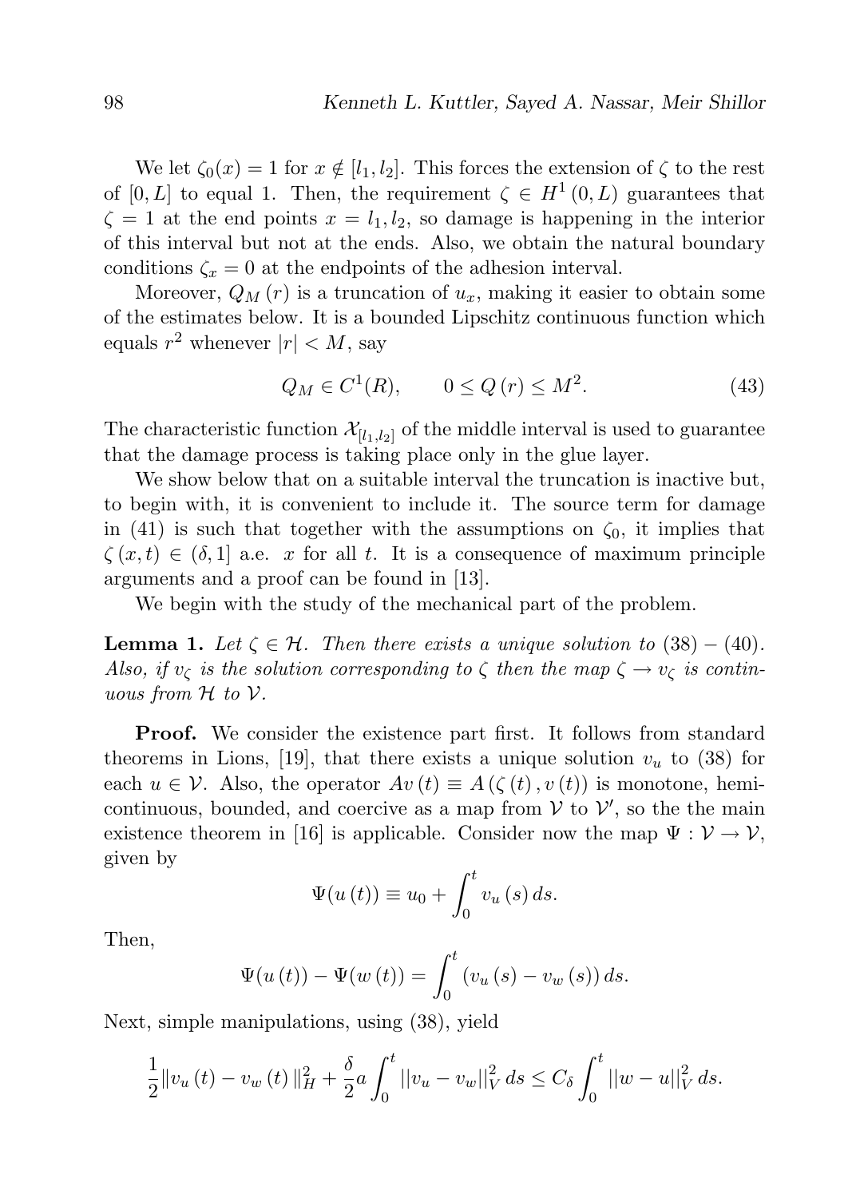We let $\zeta_0(x) = 1$ for $x \notin [l_1, l_2]$. This forces the extension of $\zeta$ to the rest of $[0, L]$ to equal 1. Then, the requirement $\zeta \in H^1(0, L)$ guarantees that $\zeta = 1$ at the end points $x = l_1, l_2$, so damage is happening in the interior of this interval but not at the ends. Also, we obtain the natural boundary conditions $\zeta_x = 0$ at the endpoints of the adhesion interval.

Moreover, $Q_M(r)$ is a truncation of $u_x$, making it easier to obtain some of the estimates below. It is a bounded Lipschitz continuous function which equals $r^2$ whenever $|r| < M$, say

$$Q_M \in C^1(R), \qquad 0 \le Q(r) \le M^2. \tag{43}$$

The characteristic function $\mathcal{X}_{[l_1,l_2]}$ of the middle interval is used to guarantee that the damage process is taking place only in the glue layer.

We show below that on a suitable interval the truncation is inactive but, to begin with, it is convenient to include it. The source term for damage in (41) is such that together with the assumptions on $\zeta_0$, it implies that $\zeta(x,t) \in (\delta, 1]$ a.e. $x$ for all $t$. It is a consequence of maximum principle arguments and a proof can be found in [13].

We begin with the study of the mechanical part of the problem.

**Lemma 1.** *Let $\zeta \in \mathcal{H}$. Then there exists a unique solution to* (38) $-$ (40). *Also, if $v_\zeta$ is the solution corresponding to $\zeta$ then the map $\zeta \to v_\zeta$ is continuous from $\mathcal{H}$ to $\mathcal{V}$.*

**Proof.** We consider the existence part first. It follows from standard theorems in Lions, [19], that there exists a unique solution $v_u$ to (38) for each $u \in \mathcal{V}$. Also, the operator $Av(t) \equiv A(\zeta(t), v(t))$ is monotone, hemicontinuous, bounded, and coercive as a map from $\mathcal{V}$ to $\mathcal{V}'$, so the the main existence theorem in [16] is applicable. Consider now the map $\Psi : \mathcal{V} \to \mathcal{V}$, given by

$$\Psi(u(t)) \equiv u_0 + \int_0^t v_u(s)\, ds.$$

Then,

$$\Psi(u(t)) - \Psi(w(t)) = \int_0^t (v_u(s) - v_w(s))\, ds.$$

Next, simple manipulations, using (38), yield

$$\frac{1}{2}\|v_u(t) - v_w(t)\|_H^2 + \frac{\delta}{2} a \int_0^t ||v_u - v_w||_V^2\, ds \le C_\delta \int_0^t ||w - u||_V^2\, ds.$$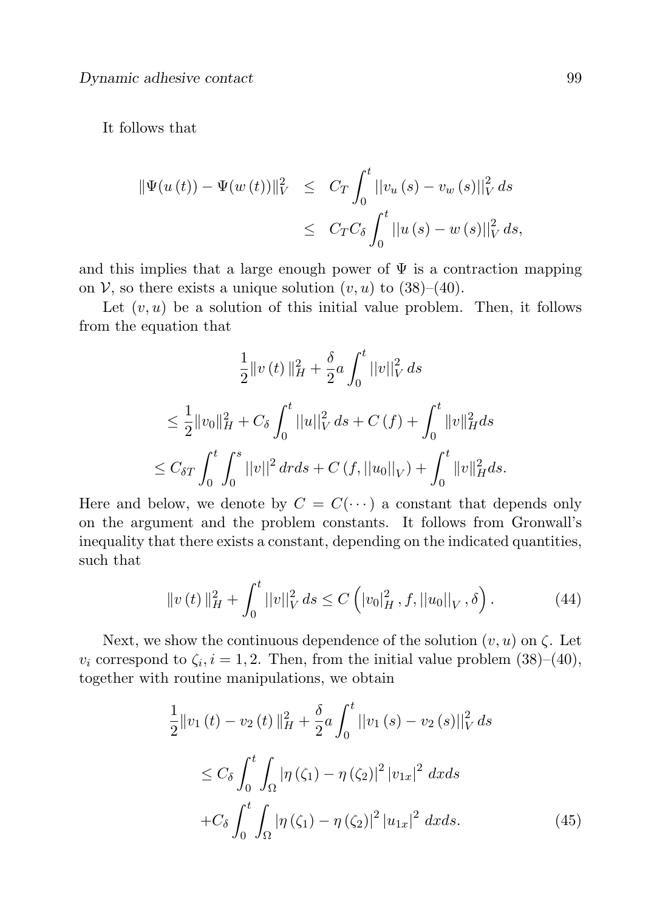It follows that

$$
\begin{aligned}
\|\Psi(u(t)) - \Psi(w(t))\|_V^2 &\leq C_T \int_0^t ||v_u(s) - v_w(s)||_V^2 \, ds \\
&\leq C_T C_\delta \int_0^t ||u(s) - w(s)||_V^2 \, ds,
\end{aligned}
$$

and this implies that a large enough power of $\Psi$ is a contraction mapping on $\mathcal{V}$, so there exists a unique solution $(v, u)$ to (38)–(40).

Let $(v, u)$ be a solution of this initial value problem. Then, it follows from the equation that

$$
\begin{aligned}
&\frac{1}{2}\|v(t)\|_H^2 + \frac{\delta}{2} a \int_0^t ||v||_V^2 \, ds \\
&\leq \frac{1}{2}\|v_0\|_H^2 + C_\delta \int_0^t ||u||_V^2 \, ds + C(f) + \int_0^t \|v\|_H^2 ds \\
&\leq C_{\delta T} \int_0^t \int_0^s ||v||^2 \, dr ds + C(f, ||u_0||_V) + \int_0^t \|v\|_H^2 ds.
\end{aligned}
$$

Here and below, we denote by $C = C(\cdots)$ a constant that depends only on the argument and the problem constants. It follows from Gronwall's inequality that there exists a constant, depending on the indicated quantities, such that

$$
\|v(t)\|_H^2 + \int_0^t ||v||_V^2 \, ds \leq C\left(|v_0|_H^2, f, ||u_0||_V, \delta\right). \tag{44}
$$

Next, we show the continuous dependence of the solution $(v, u)$ on $\zeta$. Let $v_i$ correspond to $\zeta_i, i = 1, 2$. Then, from the initial value problem (38)–(40), together with routine manipulations, we obtain

$$
\begin{aligned}
&\frac{1}{2}\|v_1(t) - v_2(t)\|_H^2 + \frac{\delta}{2} a \int_0^t ||v_1(s) - v_2(s)||_V^2 \, ds \\
&\leq C_\delta \int_0^t \int_\Omega |\eta(\zeta_1) - \eta(\zeta_2)|^2 |v_{1x}|^2 \, dx ds \\
&+ C_\delta \int_0^t \int_\Omega |\eta(\zeta_1) - \eta(\zeta_2)|^2 |u_{1x}|^2 \, dx ds.
\end{aligned} \tag{45}
$$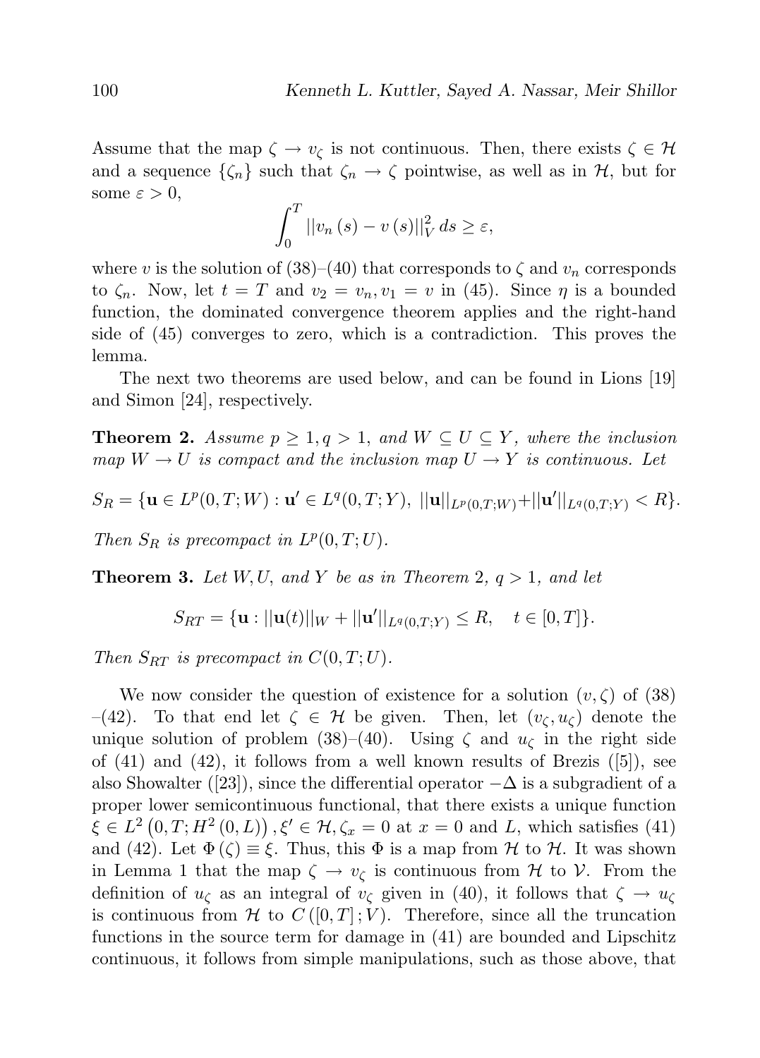Assume that the map $\zeta \to v_\zeta$ is not continuous. Then, there exists $\zeta \in \mathcal{H}$ and a sequence $\{\zeta_n\}$ such that $\zeta_n \to \zeta$ pointwise, as well as in $\mathcal{H}$, but for some $\varepsilon > 0$,

$$\int_0^T ||v_n(s) - v(s)||_V^2 \, ds \geq \varepsilon,$$

where $v$ is the solution of (38)–(40) that corresponds to $\zeta$ and $v_n$ corresponds to $\zeta_n$. Now, let $t = T$ and $v_2 = v_n, v_1 = v$ in (45). Since $\eta$ is a bounded function, the dominated convergence theorem applies and the right-hand side of (45) converges to zero, which is a contradiction. This proves the lemma.

The next two theorems are used below, and can be found in Lions [19] and Simon [24], respectively.

**Theorem 2.** *Assume $p \geq 1, q > 1$, and $W \subseteq U \subseteq Y$, where the inclusion map $W \to U$ is compact and the inclusion map $U \to Y$ is continuous. Let*

$$S_R = \{\mathbf{u} \in L^p(0,T;W) : \mathbf{u}' \in L^q(0,T;Y), \ ||\mathbf{u}||_{L^p(0,T;W)} + ||\mathbf{u}'||_{L^q(0,T;Y)} < R\}.$$

*Then $S_R$ is precompact in $L^p(0,T;U)$.*

**Theorem 3.** *Let $W, U$, and $Y$ be as in Theorem 2, $q > 1$, and let*

$$S_{RT} = \{\mathbf{u} : ||\mathbf{u}(t)||_W + ||\mathbf{u}'||_{L^q(0,T;Y)} \leq R, \quad t \in [0,T]\}.$$

*Then $S_{RT}$ is precompact in $C(0,T;U)$.*

We now consider the question of existence for a solution $(v, \zeta)$ of (38) –(42). To that end let $\zeta \in \mathcal{H}$ be given. Then, let $(v_\zeta, u_\zeta)$ denote the unique solution of problem (38)–(40). Using $\zeta$ and $u_\zeta$ in the right side of (41) and (42), it follows from a well known results of Brezis ([5]), see also Showalter ([23]), since the differential operator $-\Delta$ is a subgradient of a proper lower semicontinuous functional, that there exists a unique function $\xi \in L^2\left(0,T;H^2(0,L)\right), \xi' \in \mathcal{H}, \zeta_x = 0$ at $x = 0$ and $L$, which satisfies (41) and (42). Let $\Phi(\zeta) \equiv \xi$. Thus, this $\Phi$ is a map from $\mathcal{H}$ to $\mathcal{H}$. It was shown in Lemma 1 that the map $\zeta \to v_\zeta$ is continuous from $\mathcal{H}$ to $\mathcal{V}$. From the definition of $u_\zeta$ as an integral of $v_\zeta$ given in (40), it follows that $\zeta \to u_\zeta$ is continuous from $\mathcal{H}$ to $C([0,T];V)$. Therefore, since all the truncation functions in the source term for damage in (41) are bounded and Lipschitz continuous, it follows from simple manipulations, such as those above, that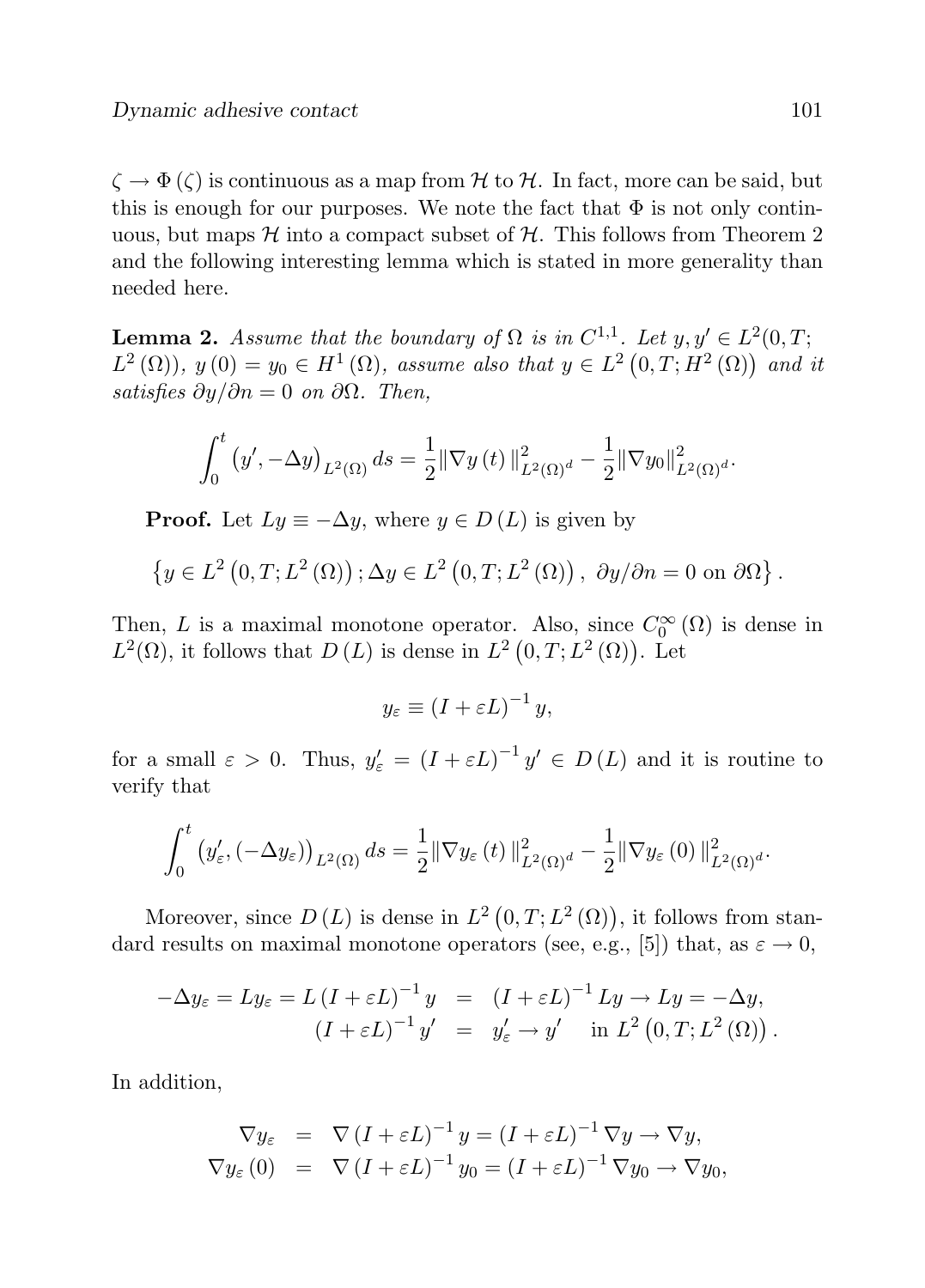$\zeta \rightarrow \Phi(\zeta)$ is continuous as a map from $\mathcal{H}$ to $\mathcal{H}$. In fact, more can be said, but this is enough for our purposes. We note the fact that $\Phi$ is not only continuous, but maps $\mathcal{H}$ into a compact subset of $\mathcal{H}$. This follows from Theorem 2 and the following interesting lemma which is stated in more generality than needed here.

**Lemma 2.** *Assume that the boundary of $\Omega$ is in $C^{1,1}$. Let $y, y' \in L^2(0,T; L^2(\Omega))$, $y(0) = y_0 \in H^1(\Omega)$, assume also that $y \in L^2(0,T; H^2(\Omega))$ and it satisfies $\partial y/\partial n = 0$ on $\partial\Omega$. Then,*

$$\int_0^t (y', -\Delta y)_{L^2(\Omega)}\, ds = \frac{1}{2}\|\nabla y(t)\|^2_{L^2(\Omega)^d} - \frac{1}{2}\|\nabla y_0\|^2_{L^2(\Omega)^d}.$$

**Proof.** Let $Ly \equiv -\Delta y$, where $y \in D(L)$ is given by

$$\left\{ y \in L^2(0,T; L^2(\Omega)) ; \Delta y \in L^2(0,T; L^2(\Omega)),\ \partial y/\partial n = 0 \text{ on } \partial\Omega \right\}.$$

Then, $L$ is a maximal monotone operator. Also, since $C_0^\infty(\Omega)$ is dense in $L^2(\Omega)$, it follows that $D(L)$ is dense in $L^2(0,T; L^2(\Omega))$. Let

$$y_\varepsilon \equiv (I + \varepsilon L)^{-1} y,$$

for a small $\varepsilon > 0$. Thus, $y_\varepsilon' = (I + \varepsilon L)^{-1} y' \in D(L)$ and it is routine to verify that

$$\int_0^t (y_\varepsilon', (-\Delta y_\varepsilon))_{L^2(\Omega)}\, ds = \frac{1}{2}\|\nabla y_\varepsilon(t)\|^2_{L^2(\Omega)^d} - \frac{1}{2}\|\nabla y_\varepsilon(0)\|^2_{L^2(\Omega)^d}.$$

Moreover, since $D(L)$ is dense in $L^2(0,T; L^2(\Omega))$, it follows from standard results on maximal monotone operators (see, e.g., [5]) that, as $\varepsilon \rightarrow 0$,

$$\begin{aligned} -\Delta y_\varepsilon = L y_\varepsilon = L(I + \varepsilon L)^{-1} y &= (I + \varepsilon L)^{-1} L y \rightarrow L y = -\Delta y, \\ (I + \varepsilon L)^{-1} y' &= y_\varepsilon' \rightarrow y' \quad \text{in } L^2(0,T; L^2(\Omega)). \end{aligned}$$

In addition,

$$\begin{aligned} \nabla y_\varepsilon &= \nabla (I + \varepsilon L)^{-1} y = (I + \varepsilon L)^{-1} \nabla y \rightarrow \nabla y, \\ \nabla y_\varepsilon(0) &= \nabla (I + \varepsilon L)^{-1} y_0 = (I + \varepsilon L)^{-1} \nabla y_0 \rightarrow \nabla y_0, \end{aligned}$$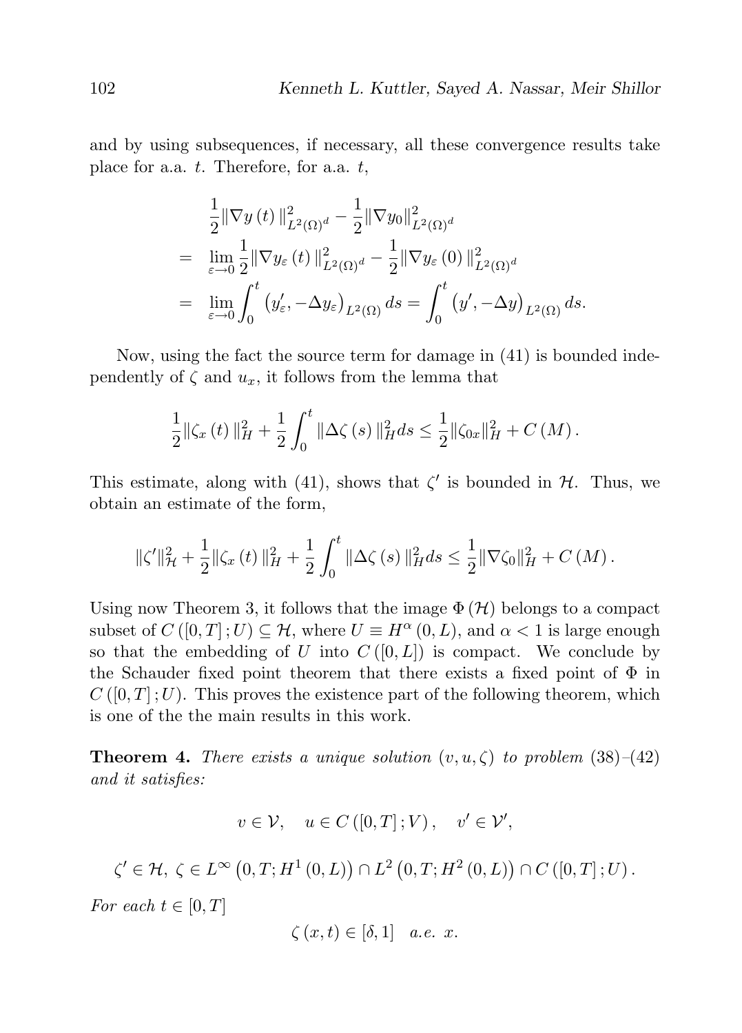and by using subsequences, if necessary, all these convergence results take place for a.a. $t$. Therefore, for a.a. $t$,

$$
\begin{aligned}
& \frac{1}{2}\|\nabla y(t)\|^2_{L^2(\Omega)^d} - \frac{1}{2}\|\nabla y_0\|^2_{L^2(\Omega)^d} \\
= \; & \lim_{\varepsilon\to 0} \frac{1}{2}\|\nabla y_\varepsilon(t)\|^2_{L^2(\Omega)^d} - \frac{1}{2}\|\nabla y_\varepsilon(0)\|^2_{L^2(\Omega)^d} \\
= \; & \lim_{\varepsilon\to 0} \int_0^t \left(y_\varepsilon', -\Delta y_\varepsilon\right)_{L^2(\Omega)} ds = \int_0^t \left(y', -\Delta y\right)_{L^2(\Omega)} ds.
\end{aligned}
$$

Now, using the fact the source term for damage in (41) is bounded independently of $\zeta$ and $u_x$, it follows from the lemma that

$$
\frac{1}{2}\|\zeta_x(t)\|^2_H + \frac{1}{2}\int_0^t \|\Delta\zeta(s)\|^2_H ds \le \frac{1}{2}\|\zeta_{0x}\|^2_H + C(M).
$$

This estimate, along with (41), shows that $\zeta'$ is bounded in $\mathcal{H}$. Thus, we obtain an estimate of the form,

$$
\|\zeta'\|^2_{\mathcal{H}} + \frac{1}{2}\|\zeta_x(t)\|^2_H + \frac{1}{2}\int_0^t \|\Delta\zeta(s)\|^2_H ds \le \frac{1}{2}\|\nabla\zeta_0\|^2_H + C(M).
$$

Using now Theorem 3, it follows that the image $\Phi(\mathcal{H})$ belongs to a compact subset of $C([0,T];U) \subseteq \mathcal{H}$, where $U \equiv H^\alpha(0,L)$, and $\alpha < 1$ is large enough so that the embedding of $U$ into $C([0,L])$ is compact. We conclude by the Schauder fixed point theorem that there exists a fixed point of $\Phi$ in $C([0,T];U)$. This proves the existence part of the following theorem, which is one of the the main results in this work.

**Theorem 4.** *There exists a unique solution $(v,u,\zeta)$ to problem (38)–(42) and it satisfies:*

$$
v \in \mathcal{V}, \quad u \in C([0,T];V), \quad v' \in \mathcal{V}',
$$

$$
\zeta' \in \mathcal{H},\ \zeta \in L^\infty\left(0,T;H^1(0,L)\right) \cap L^2\left(0,T;H^2(0,L)\right) \cap C([0,T];U).
$$

*For each $t \in [0,T]$*

$$
\zeta(x,t) \in [\delta, 1] \quad a.e.\ x.
$$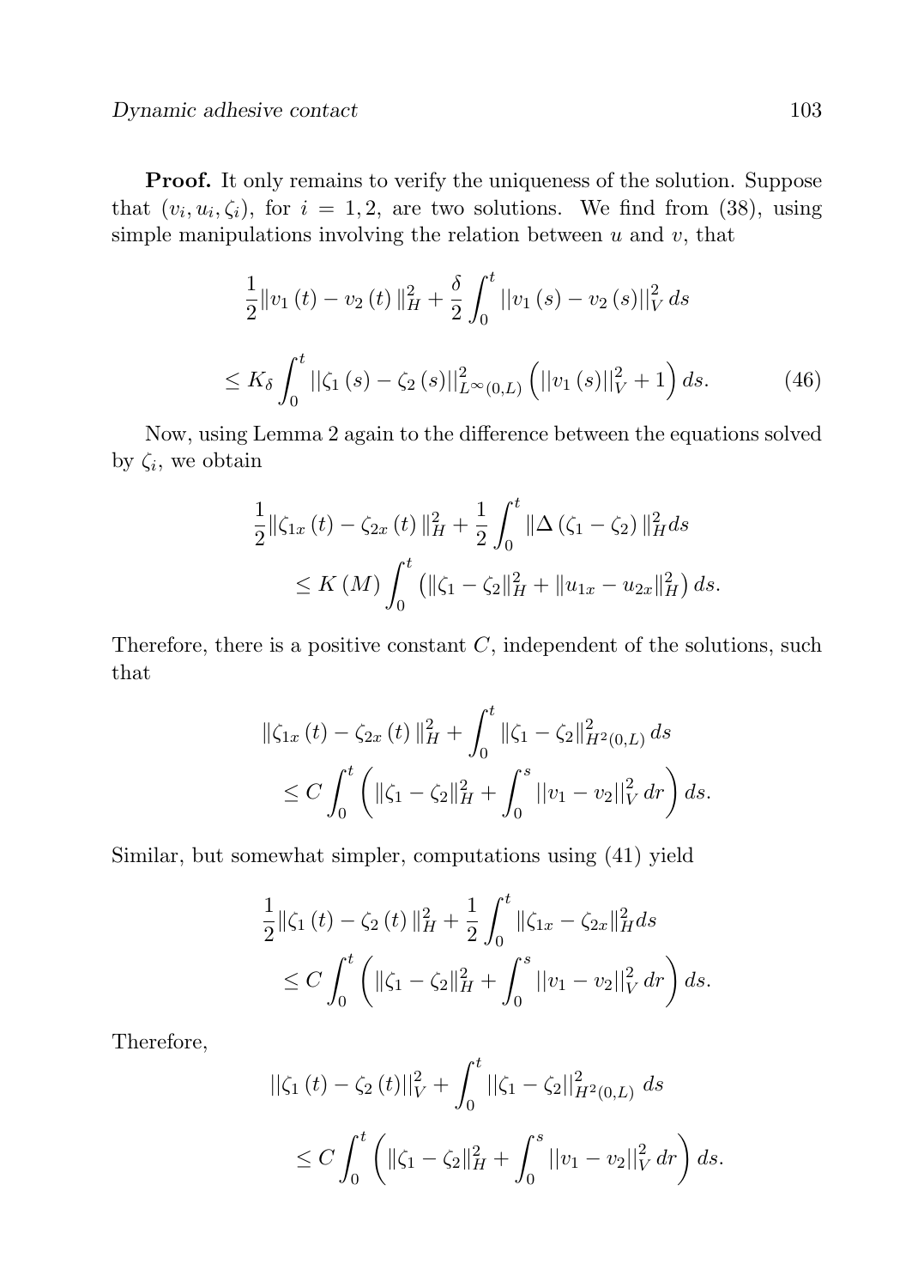**Proof.** It only remains to verify the uniqueness of the solution. Suppose that $(v_i, u_i, \zeta_i)$, for $i = 1, 2$, are two solutions. We find from (38), using simple manipulations involving the relation between $u$ and $v$, that

$$\frac{1}{2}\|v_1(t) - v_2(t)\|_H^2 + \frac{\delta}{2}\int_0^t ||v_1(s) - v_2(s)||_V^2 \, ds$$

$$\leq K_\delta \int_0^t ||\zeta_1(s) - \zeta_2(s)||_{L^\infty(0,L)}^2 \left(||v_1(s)||_V^2 + 1\right) ds. \tag{46}$$

Now, using Lemma 2 again to the difference between the equations solved by $\zeta_i$, we obtain

$$\frac{1}{2}\|\zeta_{1x}(t) - \zeta_{2x}(t)\|_H^2 + \frac{1}{2}\int_0^t \|\Delta(\zeta_1 - \zeta_2)\|_H^2 ds$$
$$\leq K(M)\int_0^t \left(\|\zeta_1 - \zeta_2\|_H^2 + \|u_{1x} - u_{2x}\|_H^2\right) ds.$$

Therefore, there is a positive constant $C$, independent of the solutions, such that

$$\|\zeta_{1x}(t) - \zeta_{2x}(t)\|_H^2 + \int_0^t \|\zeta_1 - \zeta_2\|_{H^2(0,L)}^2 \, ds$$
$$\leq C\int_0^t \left(\|\zeta_1 - \zeta_2\|_H^2 + \int_0^s ||v_1 - v_2||_V^2 \, dr\right) ds.$$

Similar, but somewhat simpler, computations using (41) yield

$$\frac{1}{2}\|\zeta_1(t) - \zeta_2(t)\|_H^2 + \frac{1}{2}\int_0^t \|\zeta_{1x} - \zeta_{2x}\|_H^2 ds$$
$$\leq C\int_0^t \left(\|\zeta_1 - \zeta_2\|_H^2 + \int_0^s ||v_1 - v_2||_V^2 \, dr\right) ds.$$

Therefore,

$$||\zeta_1(t) - \zeta_2(t)||_V^2 + \int_0^t ||\zeta_1 - \zeta_2||_{H^2(0,L)}^2 \, ds$$

$$\leq C\int_0^t \left(\|\zeta_1 - \zeta_2\|_H^2 + \int_0^s ||v_1 - v_2||_V^2 \, dr\right) ds.$$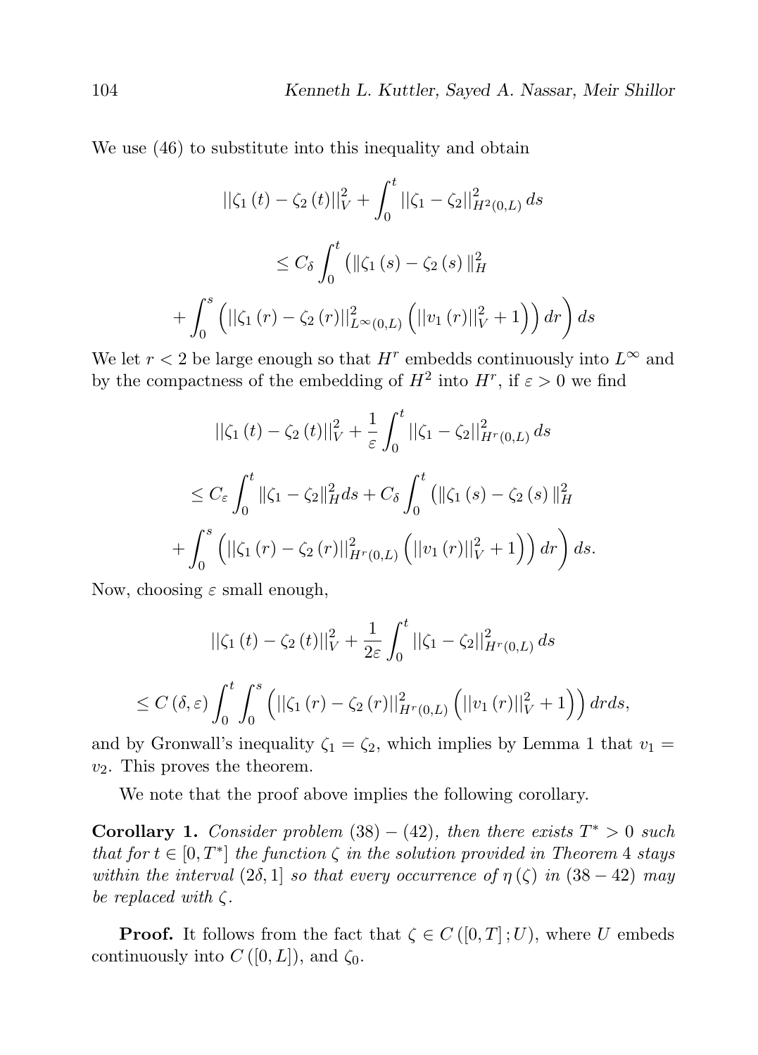We use (46) to substitute into this inequality and obtain

$$||\zeta_1(t) - \zeta_2(t)||_V^2 + \int_0^t ||\zeta_1 - \zeta_2||_{H^2(0,L)}^2 \, ds$$

$$\leq C_\delta \int_0^t \left( \|\zeta_1(s) - \zeta_2(s)\|_H^2 \right.$$

$$\left. + \int_0^s \left( ||\zeta_1(r) - \zeta_2(r)||_{L^\infty(0,L)}^2 \left( ||v_1(r)||_V^2 + 1 \right) \right) dr \right) ds$$

We let $r < 2$ be large enough so that $H^r$ embedds continuously into $L^\infty$ and by the compactness of the embedding of $H^2$ into $H^r$, if $\varepsilon > 0$ we find

$$||\zeta_1(t) - \zeta_2(t)||_V^2 + \frac{1}{\varepsilon} \int_0^t ||\zeta_1 - \zeta_2||_{H^r(0,L)}^2 \, ds$$

$$\leq C_\varepsilon \int_0^t \|\zeta_1 - \zeta_2\|_H^2 ds + C_\delta \int_0^t \left( \|\zeta_1(s) - \zeta_2(s)\|_H^2 \right.$$

$$\left. + \int_0^s \left( ||\zeta_1(r) - \zeta_2(r)||_{H^r(0,L)}^2 \left( ||v_1(r)||_V^2 + 1 \right) \right) dr \right) ds.$$

Now, choosing $\varepsilon$ small enough,

$$||\zeta_1(t) - \zeta_2(t)||_V^2 + \frac{1}{2\varepsilon} \int_0^t ||\zeta_1 - \zeta_2||_{H^r(0,L)}^2 \, ds$$

$$\leq C(\delta, \varepsilon) \int_0^t \int_0^s \left( ||\zeta_1(r) - \zeta_2(r)||_{H^r(0,L)}^2 \left( ||v_1(r)||_V^2 + 1 \right) \right) dr ds,$$

and by Gronwall's inequality $\zeta_1 = \zeta_2$, which implies by Lemma 1 that $v_1 = v_2$. This proves the theorem.

We note that the proof above implies the following corollary.

**Corollary 1.** *Consider problem* $(38) - (42)$*, then there exists* $T^* > 0$ *such that for* $t \in [0, T^*]$ *the function* $\zeta$ *in the solution provided in Theorem 4 stays within the interval* $(2\delta, 1]$ *so that every occurrence of* $\eta(\zeta)$ *in* $(38 - 42)$ *may be replaced with* $\zeta$*.*

**Proof.** It follows from the fact that $\zeta \in C([0,T]; U)$, where $U$ embeds continuously into $C([0, L])$, and $\zeta_0$.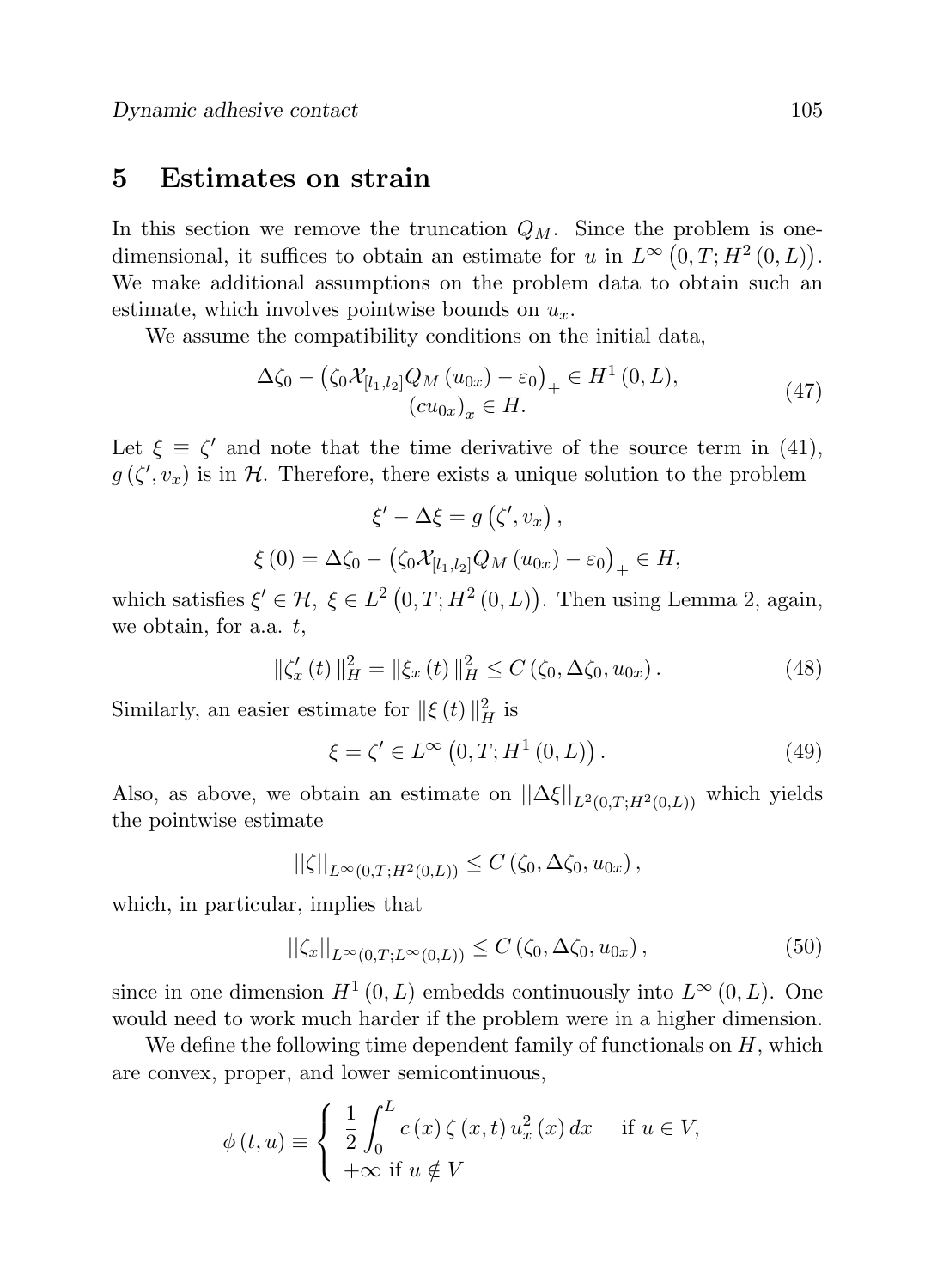## 5 Estimates on strain

In this section we remove the truncation $Q_M$. Since the problem is one-dimensional, it suffices to obtain an estimate for $u$ in $L^\infty\left(0,T;H^2\left(0,L\right)\right)$. We make additional assumptions on the problem data to obtain such an estimate, which involves pointwise bounds on $u_x$.

We assume the compatibility conditions on the initial data,

$$\begin{gathered}\Delta\zeta_0 - \left(\zeta_0\mathcal{X}_{[l_1,l_2]}Q_M\left(u_{0x}\right)-\varepsilon_0\right)_+ \in H^1\left(0,L\right),\\ \left(cu_{0x}\right)_x \in H.\end{gathered} \tag{47}$$

Let $\xi \equiv \zeta'$ and note that the time derivative of the source term in (41), $g\left(\zeta',v_x\right)$ is in $\mathcal{H}$. Therefore, there exists a unique solution to the problem

$$\xi' - \Delta\xi = g\left(\zeta',v_x\right),$$

$$\xi\left(0\right) = \Delta\zeta_0 - \left(\zeta_0\mathcal{X}_{[l_1,l_2]}Q_M\left(u_{0x}\right)-\varepsilon_0\right)_+ \in H,$$

which satisfies $\xi' \in \mathcal{H},\ \xi \in L^2\left(0,T;H^2\left(0,L\right)\right)$. Then using Lemma 2, again, we obtain, for a.a. $t$,

$$\|\zeta_x'\left(t\right)\|_H^2 = \|\xi_x\left(t\right)\|_H^2 \le C\left(\zeta_0,\Delta\zeta_0,u_{0x}\right). \tag{48}$$

Similarly, an easier estimate for $\|\xi\left(t\right)\|_H^2$ is

$$\xi = \zeta' \in L^\infty\left(0,T;H^1\left(0,L\right)\right). \tag{49}$$

Also, as above, we obtain an estimate on $||\Delta\xi||_{L^2(0,T;H^2(0,L))}$ which yields the pointwise estimate

$$||\zeta||_{L^\infty(0,T;H^2(0,L))} \le C\left(\zeta_0,\Delta\zeta_0,u_{0x}\right),$$

which, in particular, implies that

$$||\zeta_x||_{L^\infty(0,T;L^\infty(0,L))} \le C\left(\zeta_0,\Delta\zeta_0,u_{0x}\right), \tag{50}$$

since in one dimension $H^1\left(0,L\right)$ embedds continuously into $L^\infty\left(0,L\right)$. One would need to work much harder if the problem were in a higher dimension.

We define the following time dependent family of functionals on $H$, which are convex, proper, and lower semicontinuous,

$$\phi\left(t,u\right) \equiv \begin{cases} \dfrac{1}{2}\displaystyle\int_0^L c\left(x\right)\zeta\left(x,t\right)u_x^2\left(x\right)dx & \text{if } u \in V,\\ +\infty \text{ if } u \notin V\end{cases}$$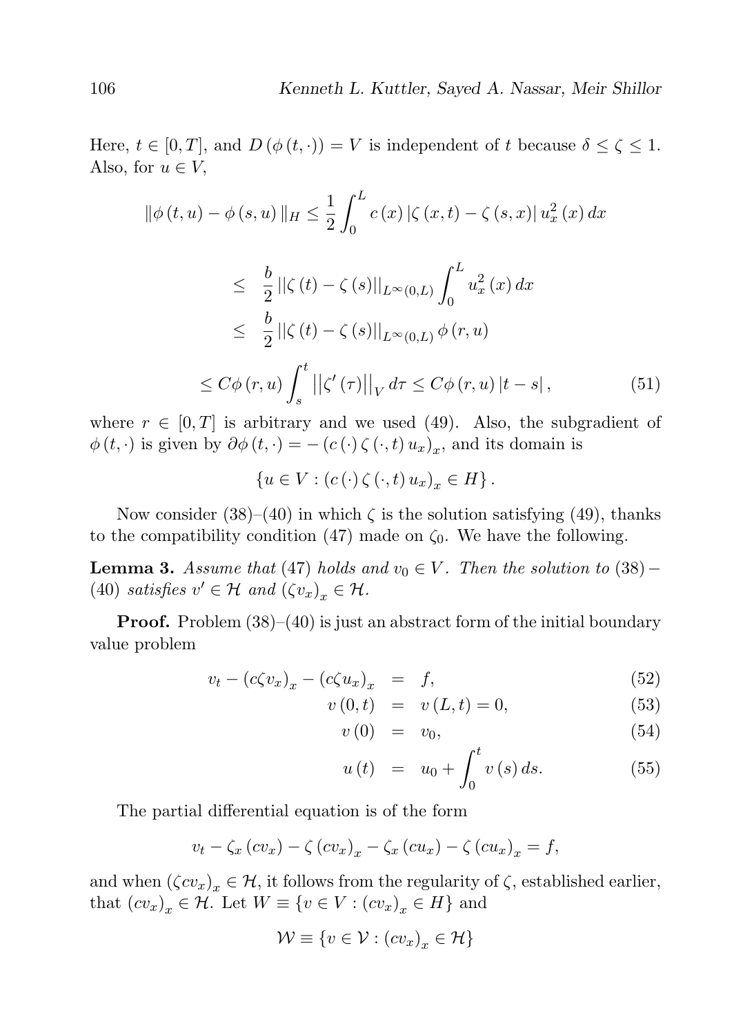Here, $t \in [0,T]$, and $D(\phi(t,\cdot)) = V$ is independent of $t$ because $\delta \leq \zeta \leq 1$. Also, for $u \in V$,

$$\|\phi(t,u) - \phi(s,u)\|_H \leq \frac{1}{2}\int_0^L c(x)\,|\zeta(x,t) - \zeta(s,x)|\, u_x^2(x)\,dx$$

$$\leq \frac{b}{2}\,||\zeta(t) - \zeta(s)||_{L^\infty(0,L)} \int_0^L u_x^2(x)\,dx$$

$$\leq \frac{b}{2}\,||\zeta(t) - \zeta(s)||_{L^\infty(0,L)}\,\phi(r,u)$$

$$\leq C\phi(r,u)\int_s^t \left|\left|\zeta'(\tau)\right|\right|_V d\tau \leq C\phi(r,u)\,|t-s|\,, \tag{51}$$

where $r \in [0,T]$ is arbitrary and we used (49). Also, the subgradient of $\phi(t,\cdot)$ is given by $\partial\phi(t,\cdot) = -\left(c(\cdot)\,\zeta(\cdot,t)\,u_x\right)_x$, and its domain is

$$\left\{u \in V : \left(c(\cdot)\,\zeta(\cdot,t)\,u_x\right)_x \in H\right\}.$$

Now consider (38)–(40) in which $\zeta$ is the solution satisfying (49), thanks to the compatibility condition (47) made on $\zeta_0$. We have the following.

**Lemma 3.** *Assume that* (47) *holds and* $v_0 \in V$*. Then the solution to* (38)$-$(40) *satisfies* $v' \in \mathcal{H}$ *and* $(\zeta v_x)_x \in \mathcal{H}$.

**Proof.** Problem (38)–(40) is just an abstract form of the initial boundary value problem

$$v_t - (c\zeta v_x)_x - (c\zeta u_x)_x = f, \tag{52}$$

$$v(0,t) = v(L,t) = 0, \tag{53}$$

$$v(0) = v_0, \tag{54}$$

$$u(t) = u_0 + \int_0^t v(s)\,ds. \tag{55}$$

The partial differential equation is of the form

$$v_t - \zeta_x(cv_x) - \zeta(cv_x)_x - \zeta_x(cu_x) - \zeta(cu_x)_x = f,$$

and when $(\zeta c v_x)_x \in \mathcal{H}$, it follows from the regularity of $\zeta$, established earlier, that $(cv_x)_x \in \mathcal{H}$. Let $W \equiv \{v \in V : (cv_x)_x \in H\}$ and

$$\mathcal{W} \equiv \{v \in \mathcal{V} : (cv_x)_x \in \mathcal{H}\}$$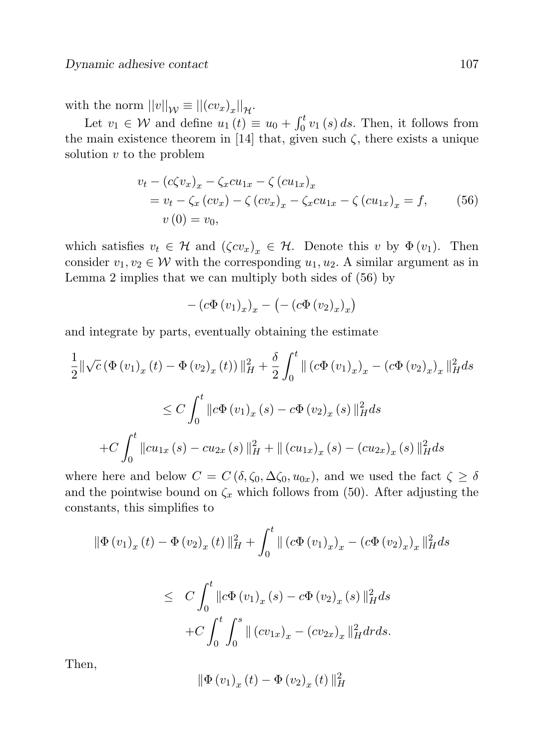with the norm $||v||_{\mathcal{W}} \equiv ||(cv_x)_x||_{\mathcal{H}}$.

Let $v_1 \in \mathcal{W}$ and define $u_1(t) \equiv u_0 + \int_0^t v_1(s)\,ds$. Then, it follows from the main existence theorem in [14] that, given such $\zeta$, there exists a unique solution $v$ to the problem

$$
\begin{aligned}
v_t &- (c\zeta v_x)_x - \zeta_x c u_{1x} - \zeta\,(cu_{1x})_x \\
&= v_t - \zeta_x\,(cv_x) - \zeta\,(cv_x)_x - \zeta_x c u_{1x} - \zeta\,(cu_{1x})_x = f, \qquad (56)\\
&\quad v(0) = v_0,
\end{aligned}
$$

which satisfies $v_t \in \mathcal{H}$ and $(\zeta c v_x)_x \in \mathcal{H}$. Denote this $v$ by $\Phi(v_1)$. Then consider $v_1, v_2 \in \mathcal{W}$ with the corresponding $u_1, u_2$. A similar argument as in Lemma 2 implies that we can multiply both sides of (56) by

$$
-\left(c\Phi(v_1)_x\right)_x - \left(-\left(c\Phi(v_2)_x\right)_x\right)
$$

and integrate by parts, eventually obtaining the estimate

$$
\frac{1}{2}\|\sqrt{c}\left(\Phi(v_1)_x(t) - \Phi(v_2)_x(t)\right)\|_H^2 + \frac{\delta}{2}\int_0^t \|\left(c\Phi(v_1)_x\right)_x - \left(c\Phi(v_2)_x\right)_x\|_H^2 ds
$$

$$
\leq C\int_0^t \|c\Phi(v_1)_x(s) - c\Phi(v_2)_x(s)\|_H^2 ds
$$

$$
+C\int_0^t \|cu_{1x}(s) - cu_{2x}(s)\|_H^2 + \|\left(cu_{1x}\right)_x(s) - \left(cu_{2x}\right)_x(s)\|_H^2 ds
$$

where here and below $C = C(\delta, \zeta_0, \Delta\zeta_0, u_{0x})$, and we used the fact $\zeta \geq \delta$ and the pointwise bound on $\zeta_x$ which follows from (50). After adjusting the constants, this simplifies to

$$
\|\Phi(v_1)_x(t) - \Phi(v_2)_x(t)\|_H^2 + \int_0^t \|\left(c\Phi(v_1)_x\right)_x - \left(c\Phi(v_2)_x\right)_x\|_H^2 ds
$$

$$
\begin{aligned}
\leq\ & C\int_0^t \|c\Phi(v_1)_x(s) - c\Phi(v_2)_x(s)\|_H^2 ds \\
&+C\int_0^t\int_0^s \|\left(cv_{1x}\right)_x - \left(cv_{2x}\right)_x\|_H^2 dr\,ds.
\end{aligned}
$$

Then,

$$
\|\Phi(v_1)_x(t) - \Phi(v_2)_x(t)\|_H^2
$$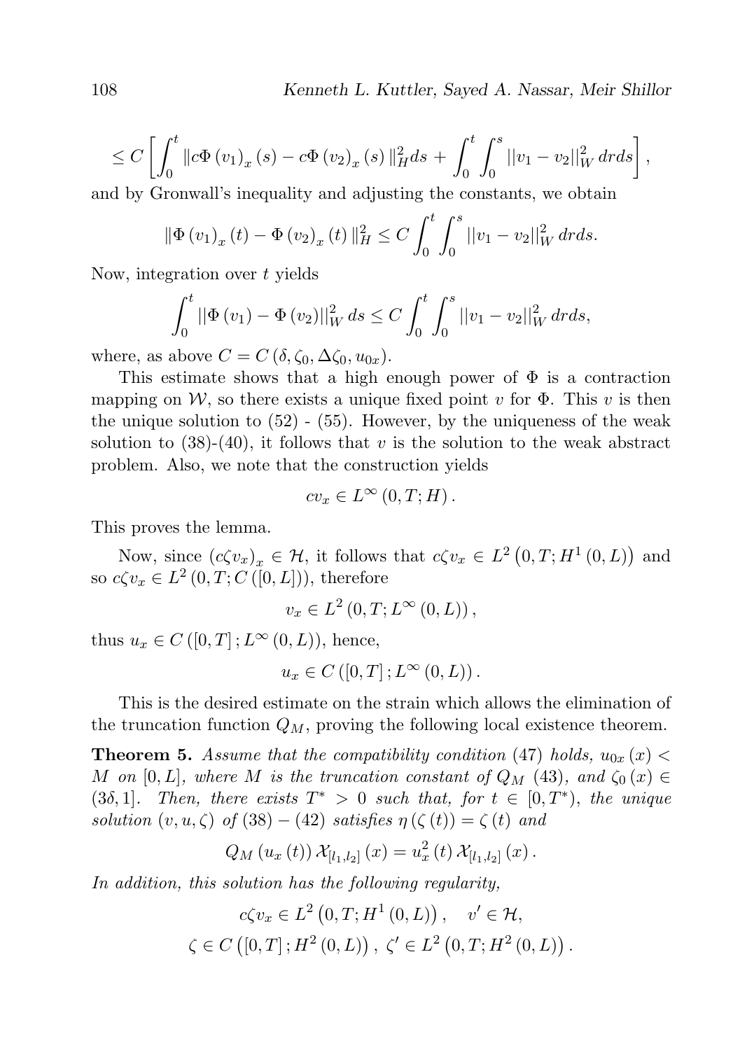$$\leq C\left[\int_0^t \|c\Phi(v_1)_x(s) - c\Phi(v_2)_x(s)\|_H^2 ds + \int_0^t \int_0^s ||v_1 - v_2||_W^2 \, dr ds\right],$$

and by Gronwall's inequality and adjusting the constants, we obtain

$$\|\Phi(v_1)_x(t) - \Phi(v_2)_x(t)\|_H^2 \leq C\int_0^t \int_0^s ||v_1 - v_2||_W^2 \, dr ds.$$

Now, integration over $t$ yields

$$\int_0^t ||\Phi(v_1) - \Phi(v_2)||_W^2 \, ds \leq C\int_0^t \int_0^s ||v_1 - v_2||_W^2 \, dr ds,$$

where, as above $C = C(\delta, \zeta_0, \Delta\zeta_0, u_{0x})$.

This estimate shows that a high enough power of $\Phi$ is a contraction mapping on $\mathcal{W}$, so there exists a unique fixed point $v$ for $\Phi$. This $v$ is then the unique solution to (52) - (55). However, by the uniqueness of the weak solution to (38)-(40), it follows that $v$ is the solution to the weak abstract problem. Also, we note that the construction yields

$$cv_x \in L^\infty(0, T; H).$$

This proves the lemma.

Now, since $(c\zeta v_x)_x \in \mathcal{H}$, it follows that $c\zeta v_x \in L^2\left(0, T; H^1(0, L)\right)$ and so $c\zeta v_x \in L^2(0, T; C([0, L]))$, therefore

$$v_x \in L^2(0, T; L^\infty(0, L)),$$

thus $u_x \in C([0, T]; L^\infty(0, L))$, hence,

$$u_x \in C([0, T]; L^\infty(0, L)).$$

This is the desired estimate on the strain which allows the elimination of the truncation function $Q_M$, proving the following local existence theorem.

**Theorem 5.** *Assume that the compatibility condition* (47) *holds,* $u_{0x}(x) < M$ *on* $[0, L]$*, where* $M$ *is the truncation constant of* $Q_M$ (43)*, and* $\zeta_0(x) \in (3\delta, 1]$*. Then, there exists* $T^* > 0$ *such that, for* $t \in [0, T^*)$*, the unique solution* $(v, u, \zeta)$ *of* $(38) - (42)$ *satisfies* $\eta(\zeta(t)) = \zeta(t)$ *and*

$$Q_M(u_x(t))\mathcal{X}_{[l_1,l_2]}(x) = u_x^2(t)\mathcal{X}_{[l_1,l_2]}(x).$$

*In addition, this solution has the following regularity,*

$$c\zeta v_x \in L^2\left(0, T; H^1(0, L)\right), \quad v' \in \mathcal{H},$$
$$\zeta \in C\left([0, T]; H^2(0, L)\right), \ \zeta' \in L^2\left(0, T; H^2(0, L)\right).$$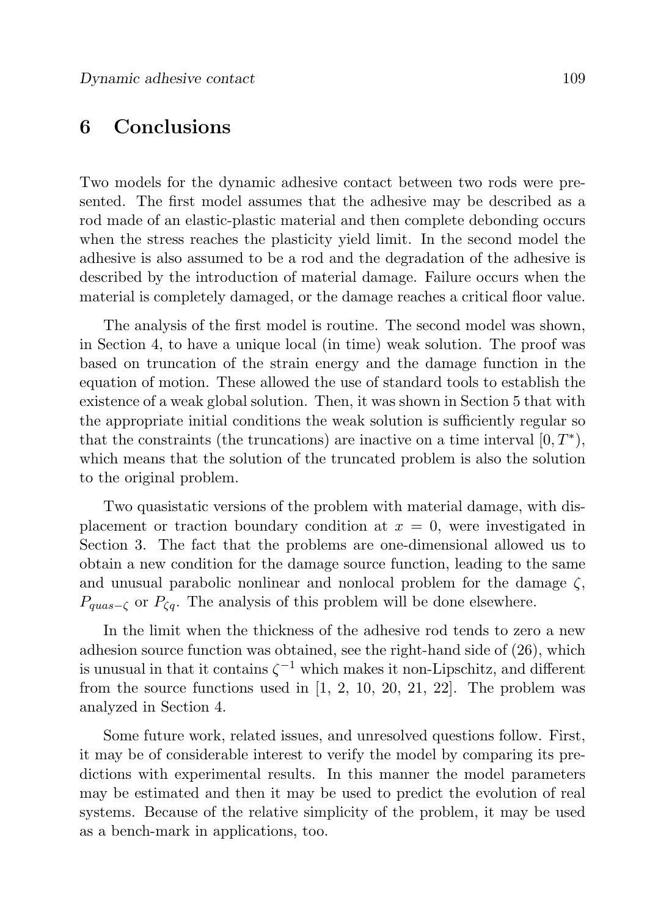## 6 Conclusions

Two models for the dynamic adhesive contact between two rods were presented. The first model assumes that the adhesive may be described as a rod made of an elastic-plastic material and then complete debonding occurs when the stress reaches the plasticity yield limit. In the second model the adhesive is also assumed to be a rod and the degradation of the adhesive is described by the introduction of material damage. Failure occurs when the material is completely damaged, or the damage reaches a critical floor value.

The analysis of the first model is routine. The second model was shown, in Section 4, to have a unique local (in time) weak solution. The proof was based on truncation of the strain energy and the damage function in the equation of motion. These allowed the use of standard tools to establish the existence of a weak global solution. Then, it was shown in Section 5 that with the appropriate initial conditions the weak solution is sufficiently regular so that the constraints (the truncations) are inactive on a time interval $[0, T^*)$, which means that the solution of the truncated problem is also the solution to the original problem.

Two quasistatic versions of the problem with material damage, with displacement or traction boundary condition at $x = 0$, were investigated in Section 3. The fact that the problems are one-dimensional allowed us to obtain a new condition for the damage source function, leading to the same and unusual parabolic nonlinear and nonlocal problem for the damage $\zeta$, $P_{quas-\zeta}$ or $P_{\zeta q}$. The analysis of this problem will be done elsewhere.

In the limit when the thickness of the adhesive rod tends to zero a new adhesion source function was obtained, see the right-hand side of (26), which is unusual in that it contains $\zeta^{-1}$ which makes it non-Lipschitz, and different from the source functions used in [1, 2, 10, 20, 21, 22]. The problem was analyzed in Section 4.

Some future work, related issues, and unresolved questions follow. First, it may be of considerable interest to verify the model by comparing its predictions with experimental results. In this manner the model parameters may be estimated and then it may be used to predict the evolution of real systems. Because of the relative simplicity of the problem, it may be used as a bench-mark in applications, too.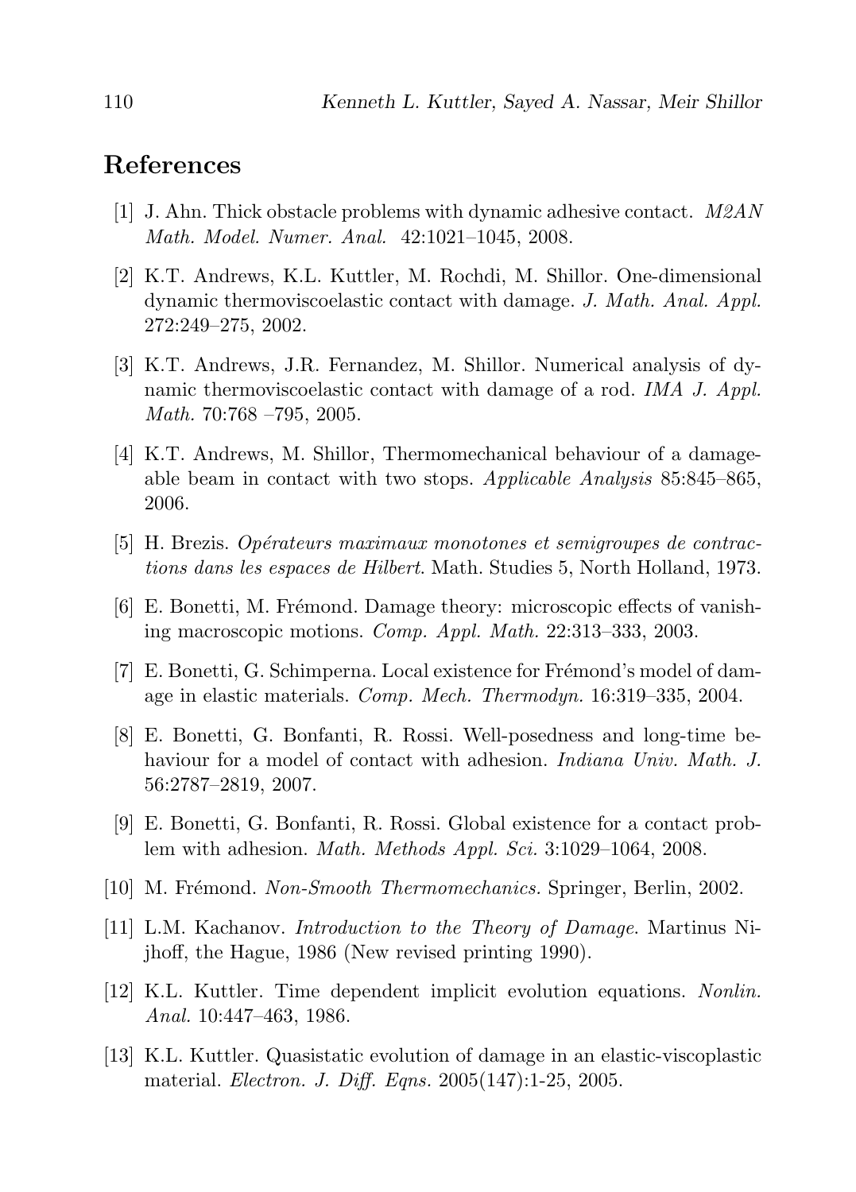## References

[1] J. Ahn. Thick obstacle problems with dynamic adhesive contact. *M2AN Math. Model. Numer. Anal.* 42:1021–1045, 2008.

[2] K.T. Andrews, K.L. Kuttler, M. Rochdi, M. Shillor. One-dimensional dynamic thermoviscoelastic contact with damage. *J. Math. Anal. Appl.* 272:249–275, 2002.

[3] K.T. Andrews, J.R. Fernandez, M. Shillor. Numerical analysis of dynamic thermoviscoelastic contact with damage of a rod. *IMA J. Appl. Math.* 70:768 –795, 2005.

[4] K.T. Andrews, M. Shillor, Thermomechanical behaviour of a damageable beam in contact with two stops. *Applicable Analysis* 85:845–865, 2006.

[5] H. Brezis. *Opérateurs maximaux monotones et semigroupes de contractions dans les espaces de Hilbert*. Math. Studies 5, North Holland, 1973.

[6] E. Bonetti, M. Frémond. Damage theory: microscopic effects of vanishing macroscopic motions. *Comp. Appl. Math.* 22:313–333, 2003.

[7] E. Bonetti, G. Schimperna. Local existence for Frémond's model of damage in elastic materials. *Comp. Mech. Thermodyn.* 16:319–335, 2004.

[8] E. Bonetti, G. Bonfanti, R. Rossi. Well-posedness and long-time behaviour for a model of contact with adhesion. *Indiana Univ. Math. J.* 56:2787–2819, 2007.

[9] E. Bonetti, G. Bonfanti, R. Rossi. Global existence for a contact problem with adhesion. *Math. Methods Appl. Sci.* 3:1029–1064, 2008.

[10] M. Frémond. *Non-Smooth Thermomechanics.* Springer, Berlin, 2002.

[11] L.M. Kachanov. *Introduction to the Theory of Damage*. Martinus Nijhoff, the Hague, 1986 (New revised printing 1990).

[12] K.L. Kuttler. Time dependent implicit evolution equations. *Nonlin. Anal.* 10:447–463, 1986.

[13] K.L. Kuttler. Quasistatic evolution of damage in an elastic-viscoplastic material. *Electron. J. Diff. Eqns.* 2005(147):1-25, 2005.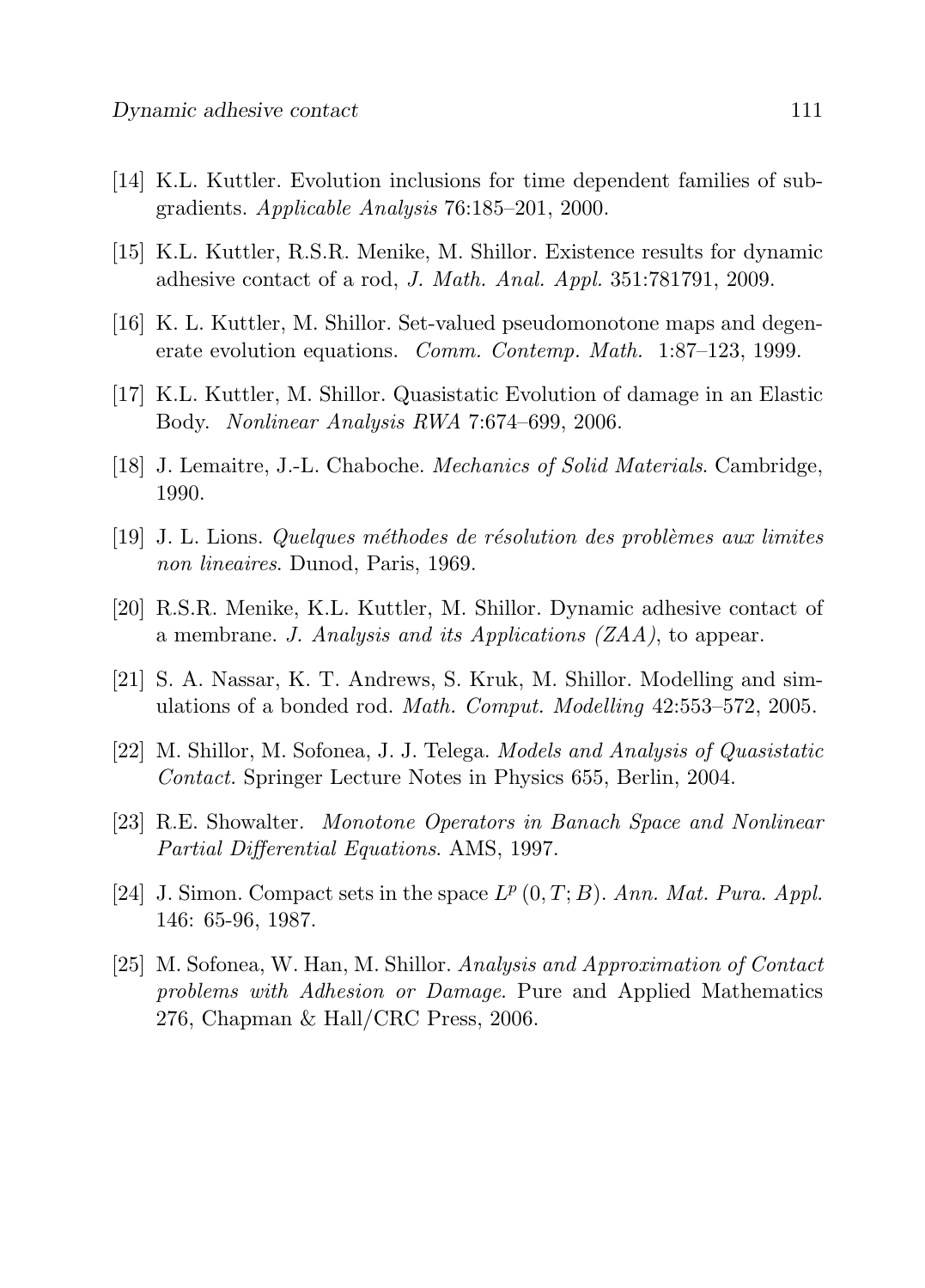[14] K.L. Kuttler. Evolution inclusions for time dependent families of subgradients. *Applicable Analysis* 76:185–201, 2000.

[15] K.L. Kuttler, R.S.R. Menike, M. Shillor. Existence results for dynamic adhesive contact of a rod, *J. Math. Anal. Appl.* 351:781791, 2009.

[16] K. L. Kuttler, M. Shillor. Set-valued pseudomonotone maps and degenerate evolution equations. *Comm. Contemp. Math.* 1:87–123, 1999.

[17] K.L. Kuttler, M. Shillor. Quasistatic Evolution of damage in an Elastic Body. *Nonlinear Analysis RWA* 7:674–699, 2006.

[18] J. Lemaitre, J.-L. Chaboche. *Mechanics of Solid Materials*. Cambridge, 1990.

[19] J. L. Lions. *Quelques méthodes de résolution des problèmes aux limites non lineaires*. Dunod, Paris, 1969.

[20] R.S.R. Menike, K.L. Kuttler, M. Shillor. Dynamic adhesive contact of a membrane. *J. Analysis and its Applications (ZAA)*, to appear.

[21] S. A. Nassar, K. T. Andrews, S. Kruk, M. Shillor. Modelling and simulations of a bonded rod. *Math. Comput. Modelling* 42:553–572, 2005.

[22] M. Shillor, M. Sofonea, J. J. Telega. *Models and Analysis of Quasistatic Contact*. Springer Lecture Notes in Physics 655, Berlin, 2004.

[23] R.E. Showalter. *Monotone Operators in Banach Space and Nonlinear Partial Differential Equations*. AMS, 1997.

[24] J. Simon. Compact sets in the space $L^p(0, T; B)$. *Ann. Mat. Pura. Appl.* 146: 65-96, 1987.

[25] M. Sofonea, W. Han, M. Shillor. *Analysis and Approximation of Contact problems with Adhesion or Damage*. Pure and Applied Mathematics 276, Chapman & Hall/CRC Press, 2006.